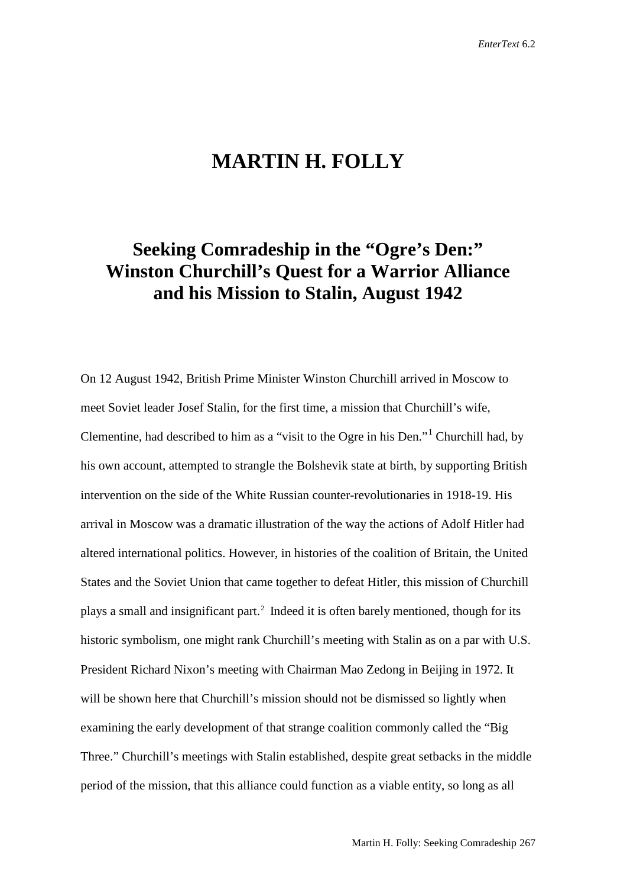# MARTIN H. FOLLY

## Seeking Comradeship in the "Ogre's Den:" Winston Churchill's Quest for a Warrior Alliance and his Mission to Stalin, August 1942

On 12 August 1942, British Prime Minister Winston Churchill arrived in Moscow to meet Soviet leader Josef Stalin, for the first time, a mission that Churchill's wife, Clementine, had described to him as a "visit to the Ogre in his Den."[1] Churchill had, by his own account, attempted to strangle the Bolshevik state at birth, by supporting British intervention on the side of the White Russian counter-revolutionaries in 1918-19. His arrival in Moscow was a dramatic illustration of the way the actions of Adolf Hitler had altered international politics. However, in histories of the coalition of Britain, the United States and the Soviet Union that came together to defeat Hitler, this mission of Churchill plays a small and insignificant part.[2] Indeed it is often barely mentioned, though for its historic symbolism, one might rank Churchill's meeting with Stalin as on a par with U.S. President Richard Nixon's meeting with Chairman Mao Zedong in Beijing in 1972. It will be shown here that Churchill's mission should not be dismissed so lightly when examining the early development of that strange coalition commonly called the "Big Three." Churchill's meetings with Stalin established, despite great setbacks in the middle period of the mission, that this alliance could function as a viable entity, so long as all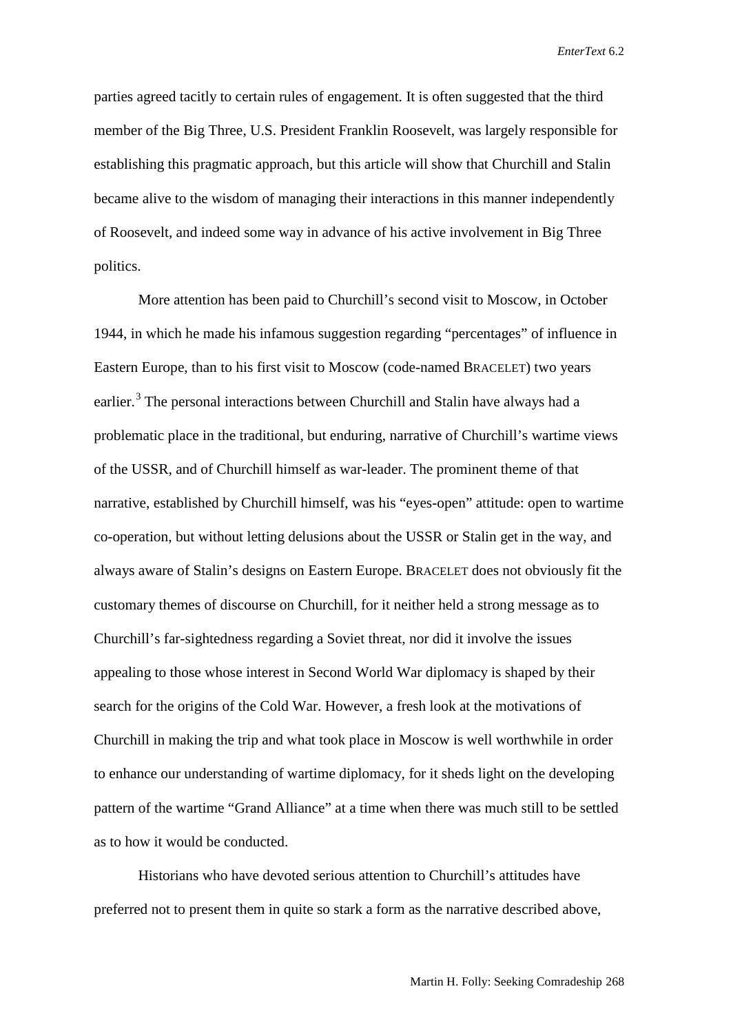parties agreed tacitly to certain rules of engagement. It is often suggested that the third member of the Big Three, U.S. President Franklin Roosevelt, was largely responsible for establishing this pragmatic approach, but this article will show that Churchill and Stalin became alive to the wisdom of managing their interactions in this manner independently of Roosevelt, and indeed some way in advance of his active involvement in Big Three politics.

More attention has been paid to Churchill's second visit to Moscow, in October 1944, in which he made his infamous suggestion regarding "percentages" of influence in Eastern Europe, than to his first visit to Moscow (code-named BRACELET) two years earlier.[3] The personal interactions between Churchill and Stalin have always had a problematic place in the traditional, but enduring, narrative of Churchill's wartime views of the USSR, and of Churchill himself as war-leader. The prominent theme of that narrative, established by Churchill himself, was his "eyes-open" attitude: open to wartime co-operation, but without letting delusions about the USSR or Stalin get in the way, and always aware of Stalin's designs on Eastern Europe. BRACELET does not obviously fit the customary themes of discourse on Churchill, for it neither held a strong message as to Churchill's far-sightedness regarding a Soviet threat, nor did it involve the issues appealing to those whose interest in Second World War diplomacy is shaped by their search for the origins of the Cold War. However, a fresh look at the motivations of Churchill in making the trip and what took place in Moscow is well worthwhile in order to enhance our understanding of wartime diplomacy, for it sheds light on the developing pattern of the wartime "Grand Alliance" at a time when there was much still to be settled as to how it would be conducted.

Historians who have devoted serious attention to Churchill's attitudes have preferred not to present them in quite so stark a form as the narrative described above,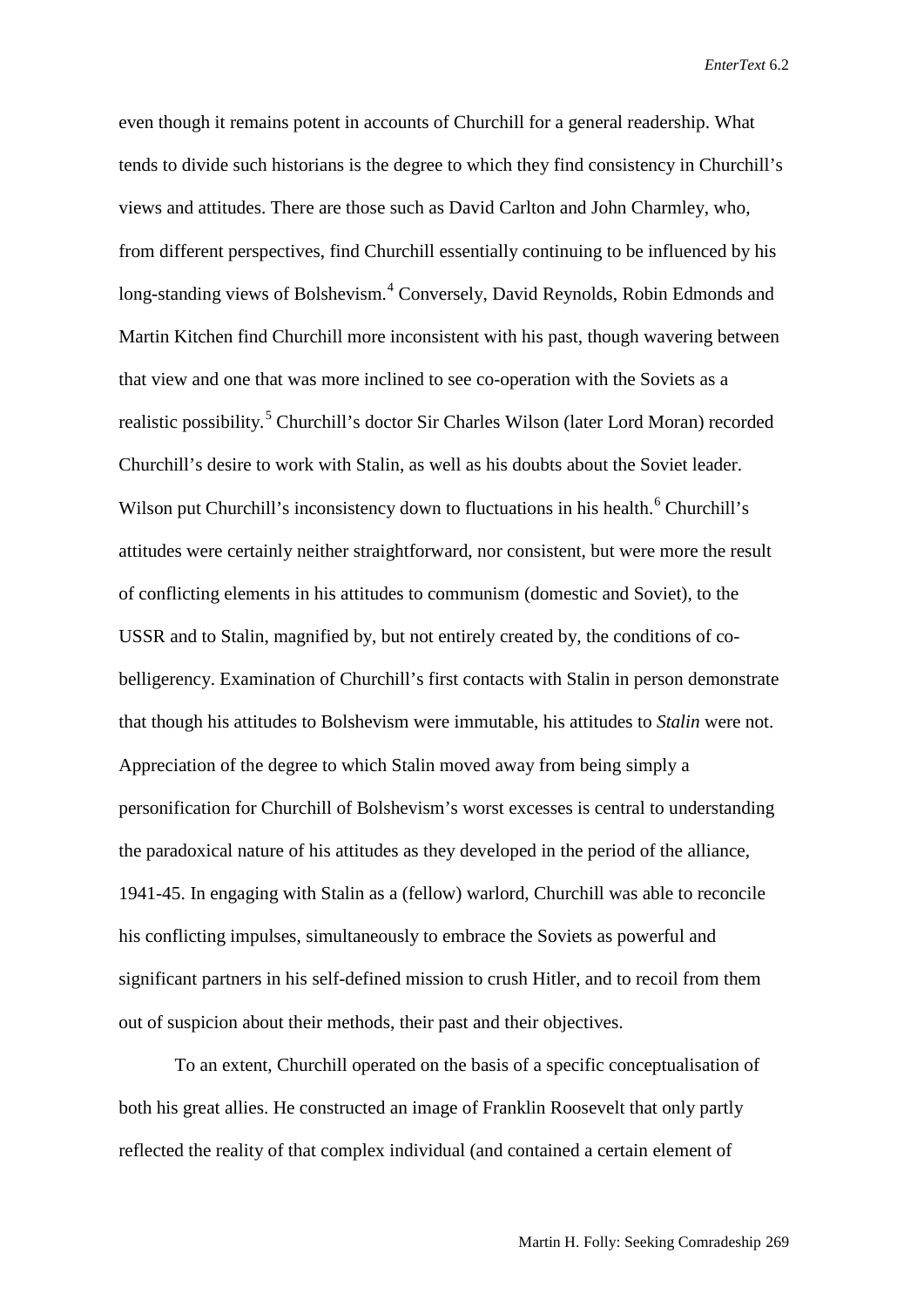even though it remains potent in accounts of Churchill for a general readership. What tends to divide such historians is the degree to which they find consistency in Churchill's views and attitudes. There are those such as David Carlton and John Charmley, who, from different perspectives, find Churchill essentially continuing to be influenced by his long-standing views of Bolshevism.[4] Conversely, David Reynolds, Robin Edmonds and Martin Kitchen find Churchill more inconsistent with his past, though wavering between that view and one that was more inclined to see co-operation with the Soviets as a realistic possibility.[5] Churchill's doctor Sir Charles Wilson (later Lord Moran) recorded Churchill's desire to work with Stalin, as well as his doubts about the Soviet leader. Wilson put Churchill's inconsistency down to fluctuations in his health.[6] Churchill's attitudes were certainly neither straightforward, nor consistent, but were more the result of conflicting elements in his attitudes to communism (domestic and Soviet), to the USSR and to Stalin, magnified by, but not entirely created by, the conditions of co-belligerency. Examination of Churchill's first contacts with Stalin in person demonstrate that though his attitudes to Bolshevism were immutable, his attitudes to *Stalin* were not. Appreciation of the degree to which Stalin moved away from being simply a personification for Churchill of Bolshevism's worst excesses is central to understanding the paradoxical nature of his attitudes as they developed in the period of the alliance, 1941-45. In engaging with Stalin as a (fellow) warlord, Churchill was able to reconcile his conflicting impulses, simultaneously to embrace the Soviets as powerful and significant partners in his self-defined mission to crush Hitler, and to recoil from them out of suspicion about their methods, their past and their objectives.

To an extent, Churchill operated on the basis of a specific conceptualisation of both his great allies. He constructed an image of Franklin Roosevelt that only partly reflected the reality of that complex individual (and contained a certain element of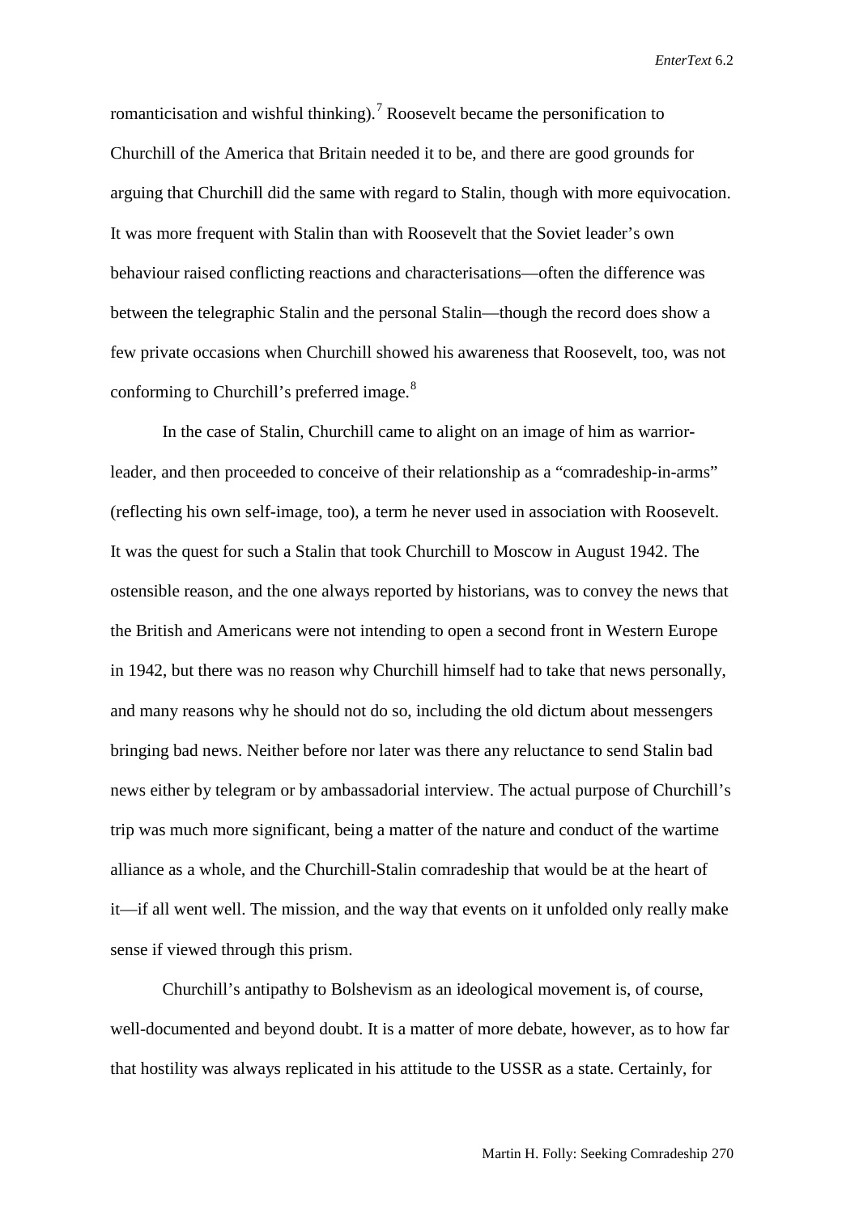romanticisation and wishful thinking).[7] Roosevelt became the personification to Churchill of the America that Britain needed it to be, and there are good grounds for arguing that Churchill did the same with regard to Stalin, though with more equivocation. It was more frequent with Stalin than with Roosevelt that the Soviet leader's own behaviour raised conflicting reactions and characterisations—often the difference was between the telegraphic Stalin and the personal Stalin—though the record does show a few private occasions when Churchill showed his awareness that Roosevelt, too, was not conforming to Churchill's preferred image.[8]

In the case of Stalin, Churchill came to alight on an image of him as warrior-leader, and then proceeded to conceive of their relationship as a "comradeship-in-arms" (reflecting his own self-image, too), a term he never used in association with Roosevelt. It was the quest for such a Stalin that took Churchill to Moscow in August 1942. The ostensible reason, and the one always reported by historians, was to convey the news that the British and Americans were not intending to open a second front in Western Europe in 1942, but there was no reason why Churchill himself had to take that news personally, and many reasons why he should not do so, including the old dictum about messengers bringing bad news. Neither before nor later was there any reluctance to send Stalin bad news either by telegram or by ambassadorial interview. The actual purpose of Churchill's trip was much more significant, being a matter of the nature and conduct of the wartime alliance as a whole, and the Churchill-Stalin comradeship that would be at the heart of it—if all went well. The mission, and the way that events on it unfolded only really make sense if viewed through this prism.

Churchill's antipathy to Bolshevism as an ideological movement is, of course, well-documented and beyond doubt. It is a matter of more debate, however, as to how far that hostility was always replicated in his attitude to the USSR as a state. Certainly, for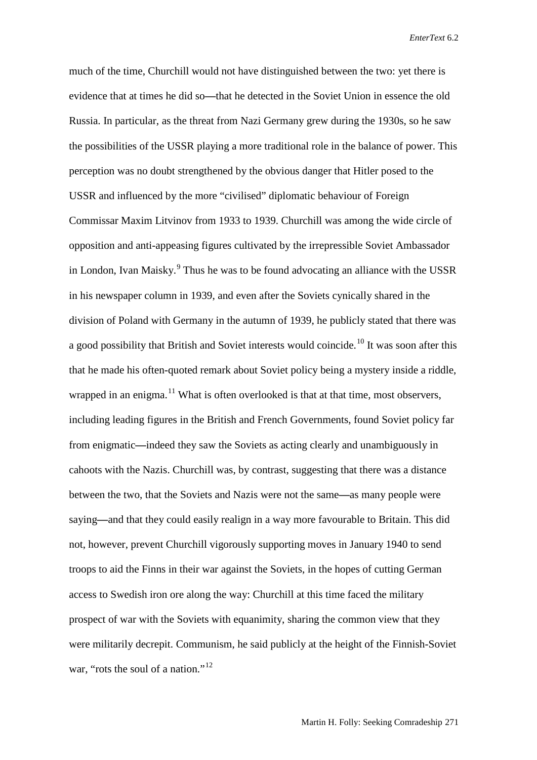much of the time, Churchill would not have distinguished between the two: yet there is evidence that at times he did so—that he detected in the Soviet Union in essence the old Russia. In particular, as the threat from Nazi Germany grew during the 1930s, so he saw the possibilities of the USSR playing a more traditional role in the balance of power. This perception was no doubt strengthened by the obvious danger that Hitler posed to the USSR and influenced by the more "civilised" diplomatic behaviour of Foreign Commissar Maxim Litvinov from 1933 to 1939. Churchill was among the wide circle of opposition and anti-appeasing figures cultivated by the irrepressible Soviet Ambassador in London, Ivan Maisky.[9] Thus he was to be found advocating an alliance with the USSR in his newspaper column in 1939, and even after the Soviets cynically shared in the division of Poland with Germany in the autumn of 1939, he publicly stated that there was a good possibility that British and Soviet interests would coincide.[10] It was soon after this that he made his often-quoted remark about Soviet policy being a mystery inside a riddle, wrapped in an enigma.[11] What is often overlooked is that at that time, most observers, including leading figures in the British and French Governments, found Soviet policy far from enigmatic—indeed they saw the Soviets as acting clearly and unambiguously in cahoots with the Nazis. Churchill was, by contrast, suggesting that there was a distance between the two, that the Soviets and Nazis were not the same—as many people were saying—and that they could easily realign in a way more favourable to Britain. This did not, however, prevent Churchill vigorously supporting moves in January 1940 to send troops to aid the Finns in their war against the Soviets, in the hopes of cutting German access to Swedish iron ore along the way: Churchill at this time faced the military prospect of war with the Soviets with equanimity, sharing the common view that they were militarily decrepit. Communism, he said publicly at the height of the Finnish-Soviet war, "rots the soul of a nation."[12]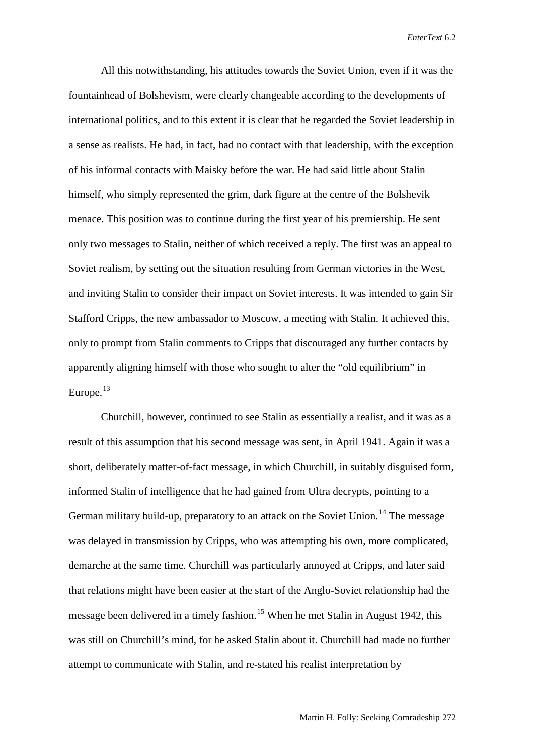All this notwithstanding, his attitudes towards the Soviet Union, even if it was the fountainhead of Bolshevism, were clearly changeable according to the developments of international politics, and to this extent it is clear that he regarded the Soviet leadership in a sense as realists. He had, in fact, had no contact with that leadership, with the exception of his informal contacts with Maisky before the war. He had said little about Stalin himself, who simply represented the grim, dark figure at the centre of the Bolshevik menace. This position was to continue during the first year of his premiership. He sent only two messages to Stalin, neither of which received a reply. The first was an appeal to Soviet realism, by setting out the situation resulting from German victories in the West, and inviting Stalin to consider their impact on Soviet interests. It was intended to gain Sir Stafford Cripps, the new ambassador to Moscow, a meeting with Stalin. It achieved this, only to prompt from Stalin comments to Cripps that discouraged any further contacts by apparently aligning himself with those who sought to alter the "old equilibrium" in Europe.[13]

Churchill, however, continued to see Stalin as essentially a realist, and it was as a result of this assumption that his second message was sent, in April 1941. Again it was a short, deliberately matter-of-fact message, in which Churchill, in suitably disguised form, informed Stalin of intelligence that he had gained from Ultra decrypts, pointing to a German military build-up, preparatory to an attack on the Soviet Union.[14] The message was delayed in transmission by Cripps, who was attempting his own, more complicated, demarche at the same time. Churchill was particularly annoyed at Cripps, and later said that relations might have been easier at the start of the Anglo-Soviet relationship had the message been delivered in a timely fashion.[15] When he met Stalin in August 1942, this was still on Churchill's mind, for he asked Stalin about it. Churchill had made no further attempt to communicate with Stalin, and re-stated his realist interpretation by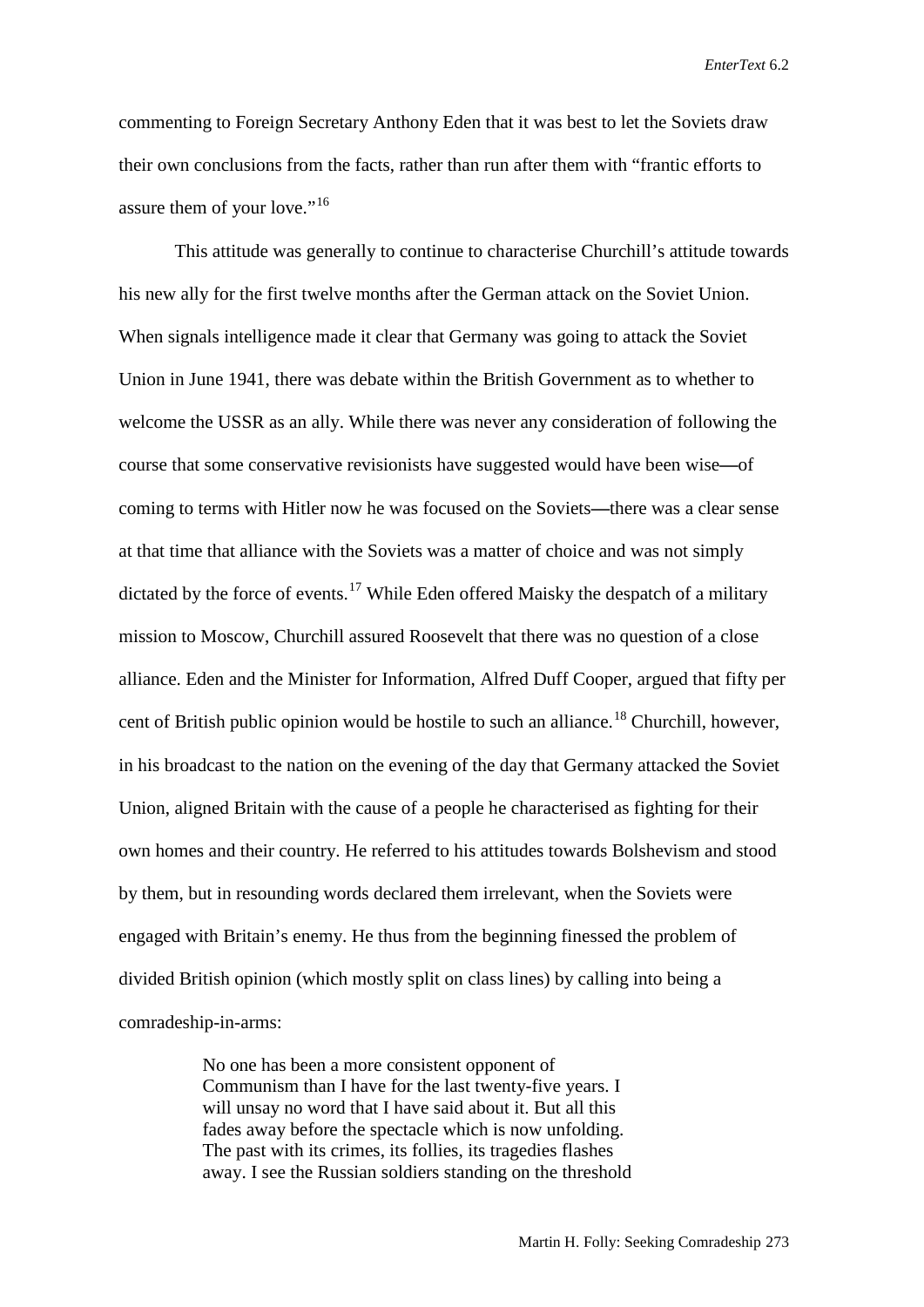commenting to Foreign Secretary Anthony Eden that it was best to let the Soviets draw their own conclusions from the facts, rather than run after them with "frantic efforts to assure them of your love."[16]

This attitude was generally to continue to characterise Churchill's attitude towards his new ally for the first twelve months after the German attack on the Soviet Union. When signals intelligence made it clear that Germany was going to attack the Soviet Union in June 1941, there was debate within the British Government as to whether to welcome the USSR as an ally. While there was never any consideration of following the course that some conservative revisionists have suggested would have been wise—of coming to terms with Hitler now he was focused on the Soviets—there was a clear sense at that time that alliance with the Soviets was a matter of choice and was not simply dictated by the force of events.[17] While Eden offered Maisky the despatch of a military mission to Moscow, Churchill assured Roosevelt that there was no question of a close alliance. Eden and the Minister for Information, Alfred Duff Cooper, argued that fifty per cent of British public opinion would be hostile to such an alliance.[18] Churchill, however, in his broadcast to the nation on the evening of the day that Germany attacked the Soviet Union, aligned Britain with the cause of a people he characterised as fighting for their own homes and their country. He referred to his attitudes towards Bolshevism and stood by them, but in resounding words declared them irrelevant, when the Soviets were engaged with Britain's enemy. He thus from the beginning finessed the problem of divided British opinion (which mostly split on class lines) by calling into being a comradeship-in-arms:

> No one has been a more consistent opponent of Communism than I have for the last twenty-five years. I will unsay no word that I have said about it. But all this fades away before the spectacle which is now unfolding. The past with its crimes, its follies, its tragedies flashes away. I see the Russian soldiers standing on the threshold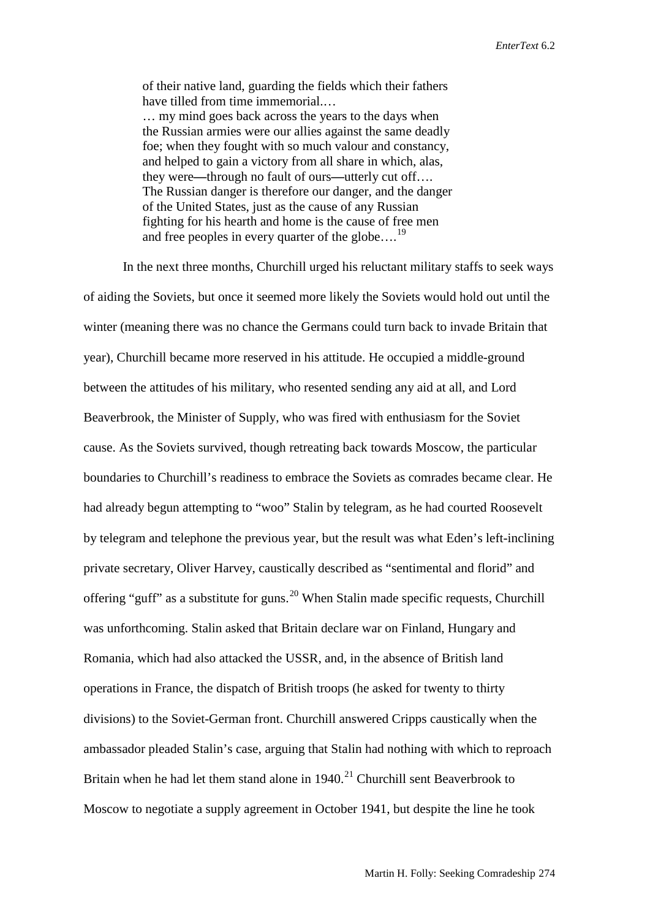> of their native land, guarding the fields which their fathers have tilled from time immemorial.…
> … my mind goes back across the years to the days when the Russian armies were our allies against the same deadly foe; when they fought with so much valour and constancy, and helped to gain a victory from all share in which, alas, they were—through no fault of ours—utterly cut off…. The Russian danger is therefore our danger, and the danger of the United States, just as the cause of any Russian fighting for his hearth and home is the cause of free men and free peoples in every quarter of the globe….[19]

In the next three months, Churchill urged his reluctant military staffs to seek ways of aiding the Soviets, but once it seemed more likely the Soviets would hold out until the winter (meaning there was no chance the Germans could turn back to invade Britain that year), Churchill became more reserved in his attitude. He occupied a middle-ground between the attitudes of his military, who resented sending any aid at all, and Lord Beaverbrook, the Minister of Supply, who was fired with enthusiasm for the Soviet cause. As the Soviets survived, though retreating back towards Moscow, the particular boundaries to Churchill's readiness to embrace the Soviets as comrades became clear. He had already begun attempting to "woo" Stalin by telegram, as he had courted Roosevelt by telegram and telephone the previous year, but the result was what Eden's left-inclining private secretary, Oliver Harvey, caustically described as "sentimental and florid" and offering "guff" as a substitute for guns.[20] When Stalin made specific requests, Churchill was unforthcoming. Stalin asked that Britain declare war on Finland, Hungary and Romania, which had also attacked the USSR, and, in the absence of British land operations in France, the dispatch of British troops (he asked for twenty to thirty divisions) to the Soviet-German front. Churchill answered Cripps caustically when the ambassador pleaded Stalin's case, arguing that Stalin had nothing with which to reproach Britain when he had let them stand alone in 1940.[21] Churchill sent Beaverbrook to Moscow to negotiate a supply agreement in October 1941, but despite the line he took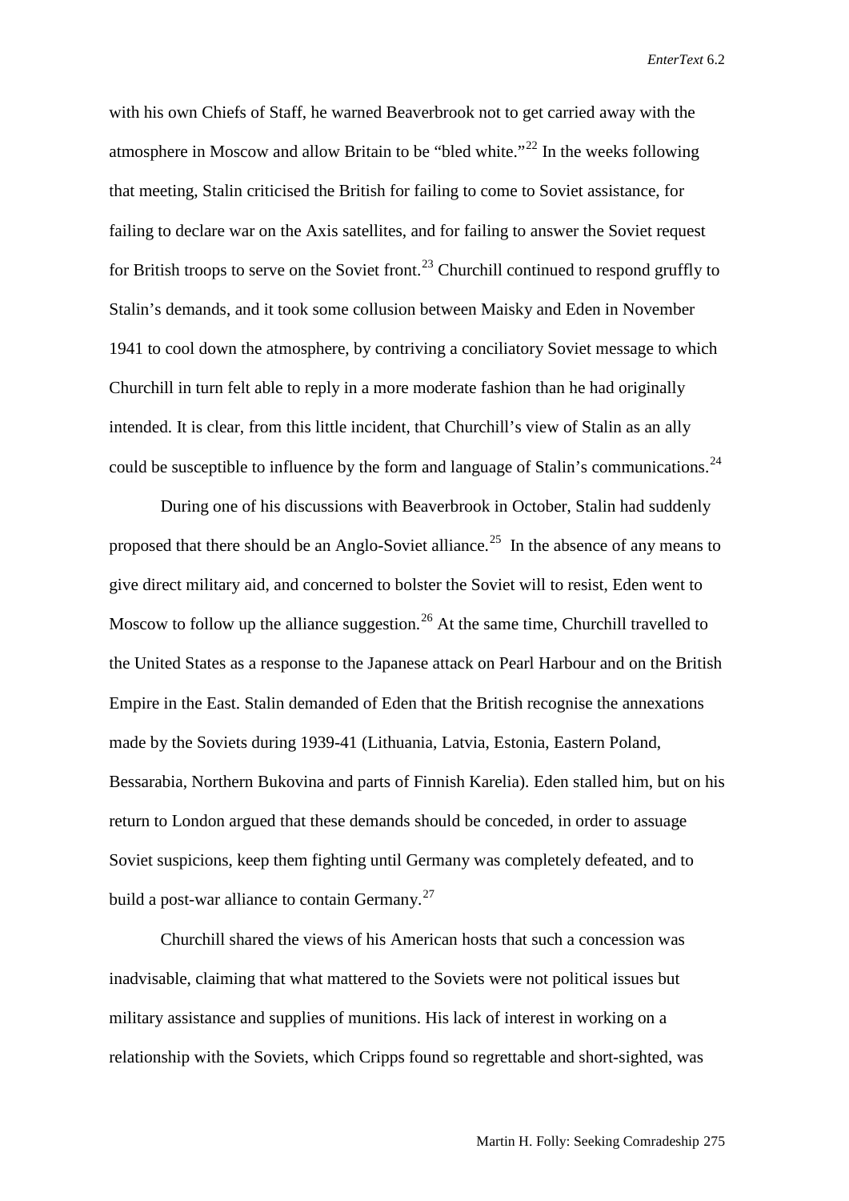with his own Chiefs of Staff, he warned Beaverbrook not to get carried away with the atmosphere in Moscow and allow Britain to be "bled white."[22] In the weeks following that meeting, Stalin criticised the British for failing to come to Soviet assistance, for failing to declare war on the Axis satellites, and for failing to answer the Soviet request for British troops to serve on the Soviet front.[23] Churchill continued to respond gruffly to Stalin's demands, and it took some collusion between Maisky and Eden in November 1941 to cool down the atmosphere, by contriving a conciliatory Soviet message to which Churchill in turn felt able to reply in a more moderate fashion than he had originally intended. It is clear, from this little incident, that Churchill's view of Stalin as an ally could be susceptible to influence by the form and language of Stalin's communications.[24]

During one of his discussions with Beaverbrook in October, Stalin had suddenly proposed that there should be an Anglo-Soviet alliance.[25] In the absence of any means to give direct military aid, and concerned to bolster the Soviet will to resist, Eden went to Moscow to follow up the alliance suggestion.[26] At the same time, Churchill travelled to the United States as a response to the Japanese attack on Pearl Harbour and on the British Empire in the East. Stalin demanded of Eden that the British recognise the annexations made by the Soviets during 1939-41 (Lithuania, Latvia, Estonia, Eastern Poland, Bessarabia, Northern Bukovina and parts of Finnish Karelia). Eden stalled him, but on his return to London argued that these demands should be conceded, in order to assuage Soviet suspicions, keep them fighting until Germany was completely defeated, and to build a post-war alliance to contain Germany.[27]

Churchill shared the views of his American hosts that such a concession was inadvisable, claiming that what mattered to the Soviets were not political issues but military assistance and supplies of munitions. His lack of interest in working on a relationship with the Soviets, which Cripps found so regrettable and short-sighted, was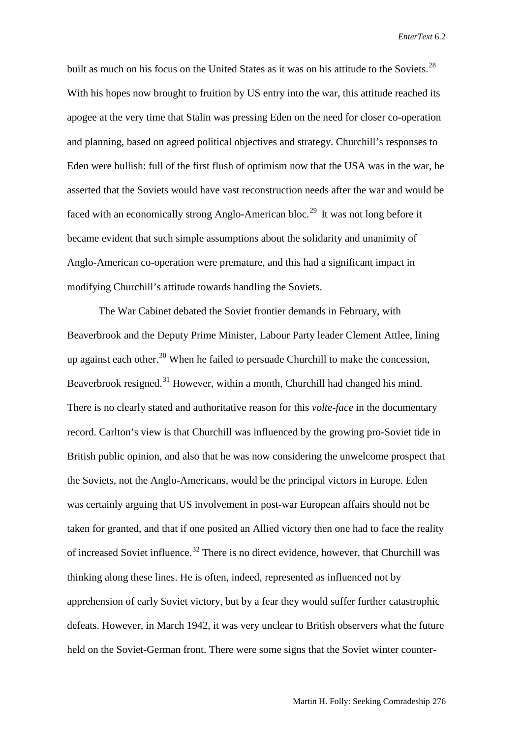built as much on his focus on the United States as it was on his attitude to the Soviets.[28] With his hopes now brought to fruition by US entry into the war, this attitude reached its apogee at the very time that Stalin was pressing Eden on the need for closer co-operation and planning, based on agreed political objectives and strategy. Churchill's responses to Eden were bullish: full of the first flush of optimism now that the USA was in the war, he asserted that the Soviets would have vast reconstruction needs after the war and would be faced with an economically strong Anglo-American bloc.[29] It was not long before it became evident that such simple assumptions about the solidarity and unanimity of Anglo-American co-operation were premature, and this had a significant impact in modifying Churchill's attitude towards handling the Soviets.

The War Cabinet debated the Soviet frontier demands in February, with Beaverbrook and the Deputy Prime Minister, Labour Party leader Clement Attlee, lining up against each other.[30] When he failed to persuade Churchill to make the concession, Beaverbrook resigned.[31] However, within a month, Churchill had changed his mind. There is no clearly stated and authoritative reason for this *volte-face* in the documentary record. Carlton's view is that Churchill was influenced by the growing pro-Soviet tide in British public opinion, and also that he was now considering the unwelcome prospect that the Soviets, not the Anglo-Americans, would be the principal victors in Europe. Eden was certainly arguing that US involvement in post-war European affairs should not be taken for granted, and that if one posited an Allied victory then one had to face the reality of increased Soviet influence.[32] There is no direct evidence, however, that Churchill was thinking along these lines. He is often, indeed, represented as influenced not by apprehension of early Soviet victory, but by a fear they would suffer further catastrophic defeats. However, in March 1942, it was very unclear to British observers what the future held on the Soviet-German front. There were some signs that the Soviet winter counter-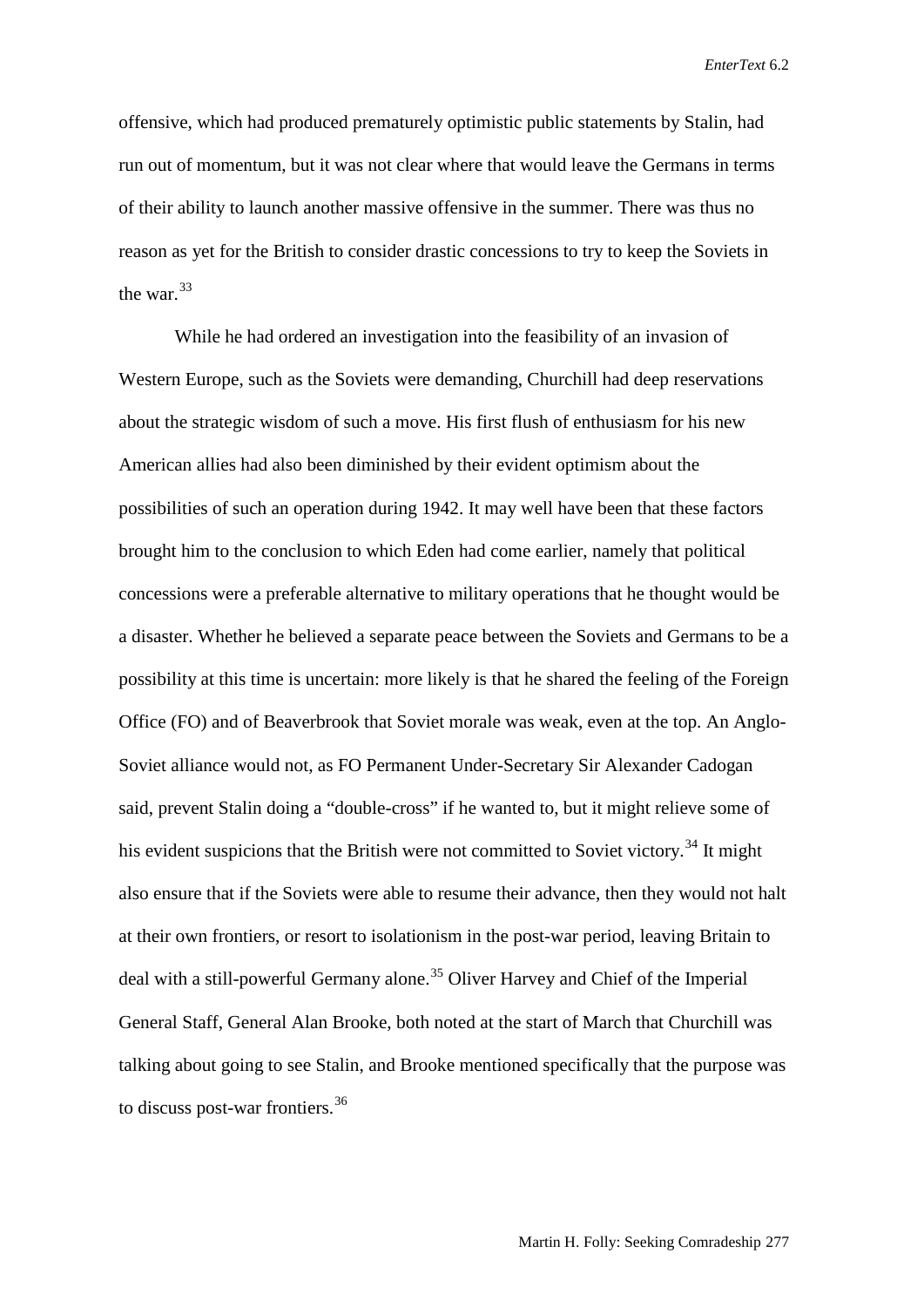offensive, which had produced prematurely optimistic public statements by Stalin, had run out of momentum, but it was not clear where that would leave the Germans in terms of their ability to launch another massive offensive in the summer. There was thus no reason as yet for the British to consider drastic concessions to try to keep the Soviets in the war.[33]

While he had ordered an investigation into the feasibility of an invasion of Western Europe, such as the Soviets were demanding, Churchill had deep reservations about the strategic wisdom of such a move. His first flush of enthusiasm for his new American allies had also been diminished by their evident optimism about the possibilities of such an operation during 1942. It may well have been that these factors brought him to the conclusion to which Eden had come earlier, namely that political concessions were a preferable alternative to military operations that he thought would be a disaster. Whether he believed a separate peace between the Soviets and Germans to be a possibility at this time is uncertain: more likely is that he shared the feeling of the Foreign Office (FO) and of Beaverbrook that Soviet morale was weak, even at the top. An Anglo-Soviet alliance would not, as FO Permanent Under-Secretary Sir Alexander Cadogan said, prevent Stalin doing a "double-cross" if he wanted to, but it might relieve some of his evident suspicions that the British were not committed to Soviet victory.[34] It might also ensure that if the Soviets were able to resume their advance, then they would not halt at their own frontiers, or resort to isolationism in the post-war period, leaving Britain to deal with a still-powerful Germany alone.[35] Oliver Harvey and Chief of the Imperial General Staff, General Alan Brooke, both noted at the start of March that Churchill was talking about going to see Stalin, and Brooke mentioned specifically that the purpose was to discuss post-war frontiers.[36]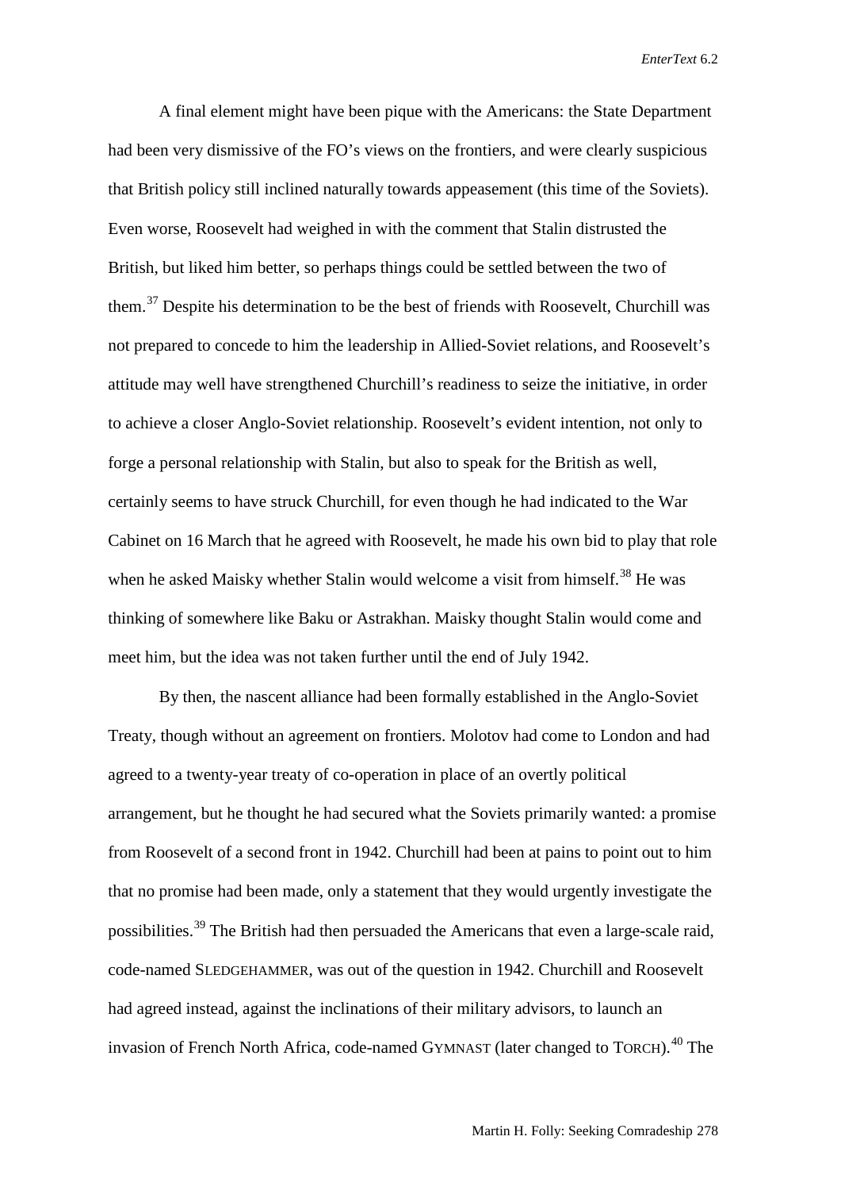A final element might have been pique with the Americans: the State Department had been very dismissive of the FO's views on the frontiers, and were clearly suspicious that British policy still inclined naturally towards appeasement (this time of the Soviets). Even worse, Roosevelt had weighed in with the comment that Stalin distrusted the British, but liked him better, so perhaps things could be settled between the two of them.[37] Despite his determination to be the best of friends with Roosevelt, Churchill was not prepared to concede to him the leadership in Allied-Soviet relations, and Roosevelt's attitude may well have strengthened Churchill's readiness to seize the initiative, in order to achieve a closer Anglo-Soviet relationship. Roosevelt's evident intention, not only to forge a personal relationship with Stalin, but also to speak for the British as well, certainly seems to have struck Churchill, for even though he had indicated to the War Cabinet on 16 March that he agreed with Roosevelt, he made his own bid to play that role when he asked Maisky whether Stalin would welcome a visit from himself.[38] He was thinking of somewhere like Baku or Astrakhan. Maisky thought Stalin would come and meet him, but the idea was not taken further until the end of July 1942.

By then, the nascent alliance had been formally established in the Anglo-Soviet Treaty, though without an agreement on frontiers. Molotov had come to London and had agreed to a twenty-year treaty of co-operation in place of an overtly political arrangement, but he thought he had secured what the Soviets primarily wanted: a promise from Roosevelt of a second front in 1942. Churchill had been at pains to point out to him that no promise had been made, only a statement that they would urgently investigate the possibilities.[39] The British had then persuaded the Americans that even a large-scale raid, code-named SLEDGEHAMMER, was out of the question in 1942. Churchill and Roosevelt had agreed instead, against the inclinations of their military advisors, to launch an invasion of French North Africa, code-named GYMNAST (later changed to TORCH).[40] The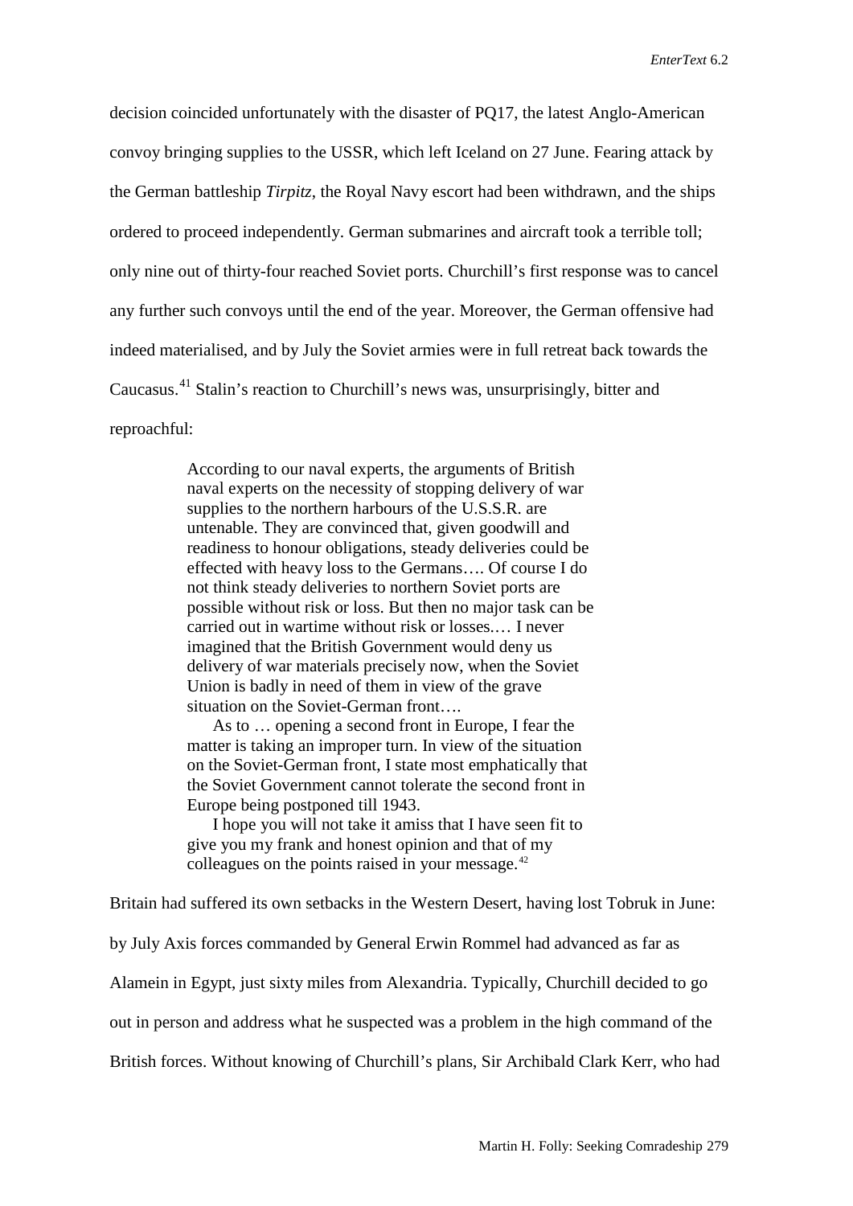decision coincided unfortunately with the disaster of PQ17, the latest Anglo-American convoy bringing supplies to the USSR, which left Iceland on 27 June. Fearing attack by the German battleship *Tirpitz*, the Royal Navy escort had been withdrawn, and the ships ordered to proceed independently. German submarines and aircraft took a terrible toll; only nine out of thirty-four reached Soviet ports. Churchill's first response was to cancel any further such convoys until the end of the year. Moreover, the German offensive had indeed materialised, and by July the Soviet armies were in full retreat back towards the Caucasus.[41] Stalin's reaction to Churchill's news was, unsurprisingly, bitter and reproachful:

> According to our naval experts, the arguments of British naval experts on the necessity of stopping delivery of war supplies to the northern harbours of the U.S.S.R. are untenable. They are convinced that, given goodwill and readiness to honour obligations, steady deliveries could be effected with heavy loss to the Germans…. Of course I do not think steady deliveries to northern Soviet ports are possible without risk or loss. But then no major task can be carried out in wartime without risk or losses.… I never imagined that the British Government would deny us delivery of war materials precisely now, when the Soviet Union is badly in need of them in view of the grave situation on the Soviet-German front….
>
> As to … opening a second front in Europe, I fear the matter is taking an improper turn. In view of the situation on the Soviet-German front, I state most emphatically that the Soviet Government cannot tolerate the second front in Europe being postponed till 1943.
>
> I hope you will not take it amiss that I have seen fit to give you my frank and honest opinion and that of my colleagues on the points raised in your message.[42]

Britain had suffered its own setbacks in the Western Desert, having lost Tobruk in June: by July Axis forces commanded by General Erwin Rommel had advanced as far as Alamein in Egypt, just sixty miles from Alexandria. Typically, Churchill decided to go out in person and address what he suspected was a problem in the high command of the British forces. Without knowing of Churchill's plans, Sir Archibald Clark Kerr, who had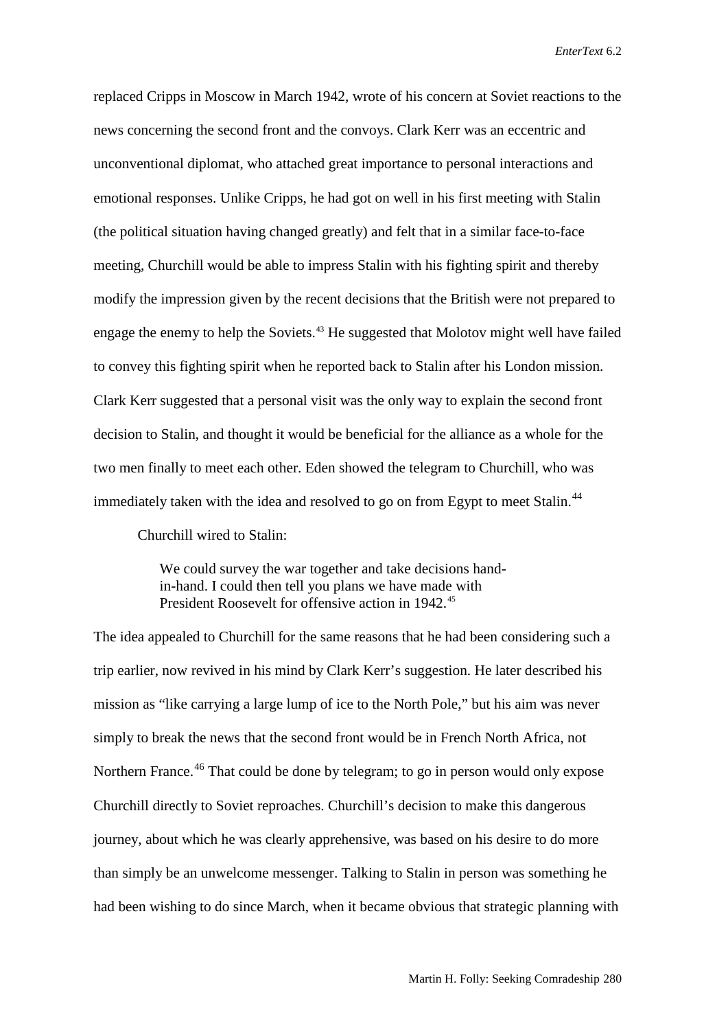replaced Cripps in Moscow in March 1942, wrote of his concern at Soviet reactions to the news concerning the second front and the convoys. Clark Kerr was an eccentric and unconventional diplomat, who attached great importance to personal interactions and emotional responses. Unlike Cripps, he had got on well in his first meeting with Stalin (the political situation having changed greatly) and felt that in a similar face-to-face meeting, Churchill would be able to impress Stalin with his fighting spirit and thereby modify the impression given by the recent decisions that the British were not prepared to engage the enemy to help the Soviets.[43] He suggested that Molotov might well have failed to convey this fighting spirit when he reported back to Stalin after his London mission. Clark Kerr suggested that a personal visit was the only way to explain the second front decision to Stalin, and thought it would be beneficial for the alliance as a whole for the two men finally to meet each other. Eden showed the telegram to Churchill, who was immediately taken with the idea and resolved to go on from Egypt to meet Stalin.[44]

Churchill wired to Stalin:

> We could survey the war together and take decisions hand-in-hand. I could then tell you plans we have made with President Roosevelt for offensive action in 1942.[45]

The idea appealed to Churchill for the same reasons that he had been considering such a trip earlier, now revived in his mind by Clark Kerr's suggestion. He later described his mission as "like carrying a large lump of ice to the North Pole," but his aim was never simply to break the news that the second front would be in French North Africa, not Northern France.[46] That could be done by telegram; to go in person would only expose Churchill directly to Soviet reproaches. Churchill's decision to make this dangerous journey, about which he was clearly apprehensive, was based on his desire to do more than simply be an unwelcome messenger. Talking to Stalin in person was something he had been wishing to do since March, when it became obvious that strategic planning with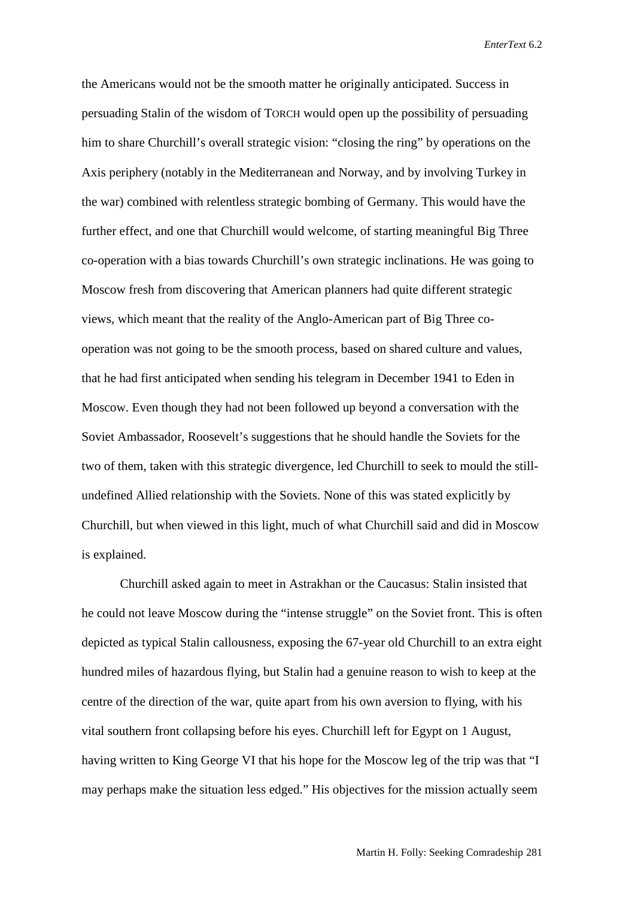the Americans would not be the smooth matter he originally anticipated. Success in persuading Stalin of the wisdom of TORCH would open up the possibility of persuading him to share Churchill's overall strategic vision: "closing the ring" by operations on the Axis periphery (notably in the Mediterranean and Norway, and by involving Turkey in the war) combined with relentless strategic bombing of Germany. This would have the further effect, and one that Churchill would welcome, of starting meaningful Big Three co-operation with a bias towards Churchill's own strategic inclinations. He was going to Moscow fresh from discovering that American planners had quite different strategic views, which meant that the reality of the Anglo-American part of Big Three co-operation was not going to be the smooth process, based on shared culture and values, that he had first anticipated when sending his telegram in December 1941 to Eden in Moscow. Even though they had not been followed up beyond a conversation with the Soviet Ambassador, Roosevelt's suggestions that he should handle the Soviets for the two of them, taken with this strategic divergence, led Churchill to seek to mould the still-undefined Allied relationship with the Soviets. None of this was stated explicitly by Churchill, but when viewed in this light, much of what Churchill said and did in Moscow is explained.

Churchill asked again to meet in Astrakhan or the Caucasus: Stalin insisted that he could not leave Moscow during the "intense struggle" on the Soviet front. This is often depicted as typical Stalin callousness, exposing the 67-year old Churchill to an extra eight hundred miles of hazardous flying, but Stalin had a genuine reason to wish to keep at the centre of the direction of the war, quite apart from his own aversion to flying, with his vital southern front collapsing before his eyes. Churchill left for Egypt on 1 August, having written to King George VI that his hope for the Moscow leg of the trip was that "I may perhaps make the situation less edged." His objectives for the mission actually seem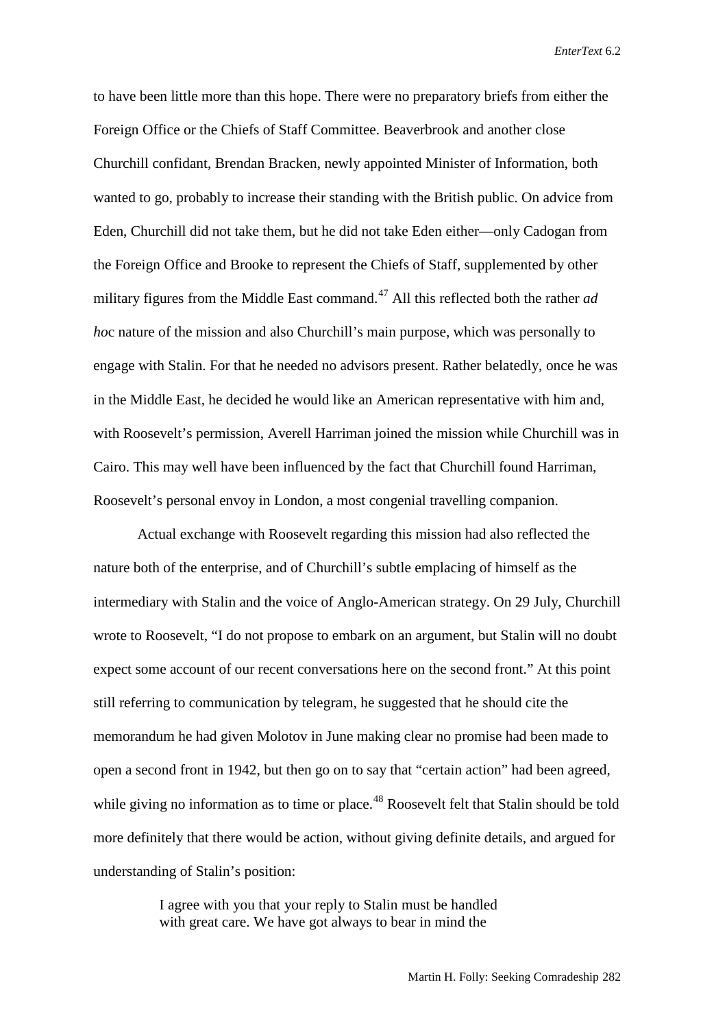to have been little more than this hope. There were no preparatory briefs from either the Foreign Office or the Chiefs of Staff Committee. Beaverbrook and another close Churchill confidant, Brendan Bracken, newly appointed Minister of Information, both wanted to go, probably to increase their standing with the British public. On advice from Eden, Churchill did not take them, but he did not take Eden either—only Cadogan from the Foreign Office and Brooke to represent the Chiefs of Staff, supplemented by other military figures from the Middle East command.[47] All this reflected both the rather *ad hoc* nature of the mission and also Churchill's main purpose, which was personally to engage with Stalin. For that he needed no advisors present. Rather belatedly, once he was in the Middle East, he decided he would like an American representative with him and, with Roosevelt's permission, Averell Harriman joined the mission while Churchill was in Cairo. This may well have been influenced by the fact that Churchill found Harriman, Roosevelt's personal envoy in London, a most congenial travelling companion.

Actual exchange with Roosevelt regarding this mission had also reflected the nature both of the enterprise, and of Churchill's subtle emplacing of himself as the intermediary with Stalin and the voice of Anglo-American strategy. On 29 July, Churchill wrote to Roosevelt, "I do not propose to embark on an argument, but Stalin will no doubt expect some account of our recent conversations here on the second front." At this point still referring to communication by telegram, he suggested that he should cite the memorandum he had given Molotov in June making clear no promise had been made to open a second front in 1942, but then go on to say that "certain action" had been agreed, while giving no information as to time or place.[48] Roosevelt felt that Stalin should be told more definitely that there would be action, without giving definite details, and argued for understanding of Stalin's position:

> I agree with you that your reply to Stalin must be handled with great care. We have got always to bear in mind the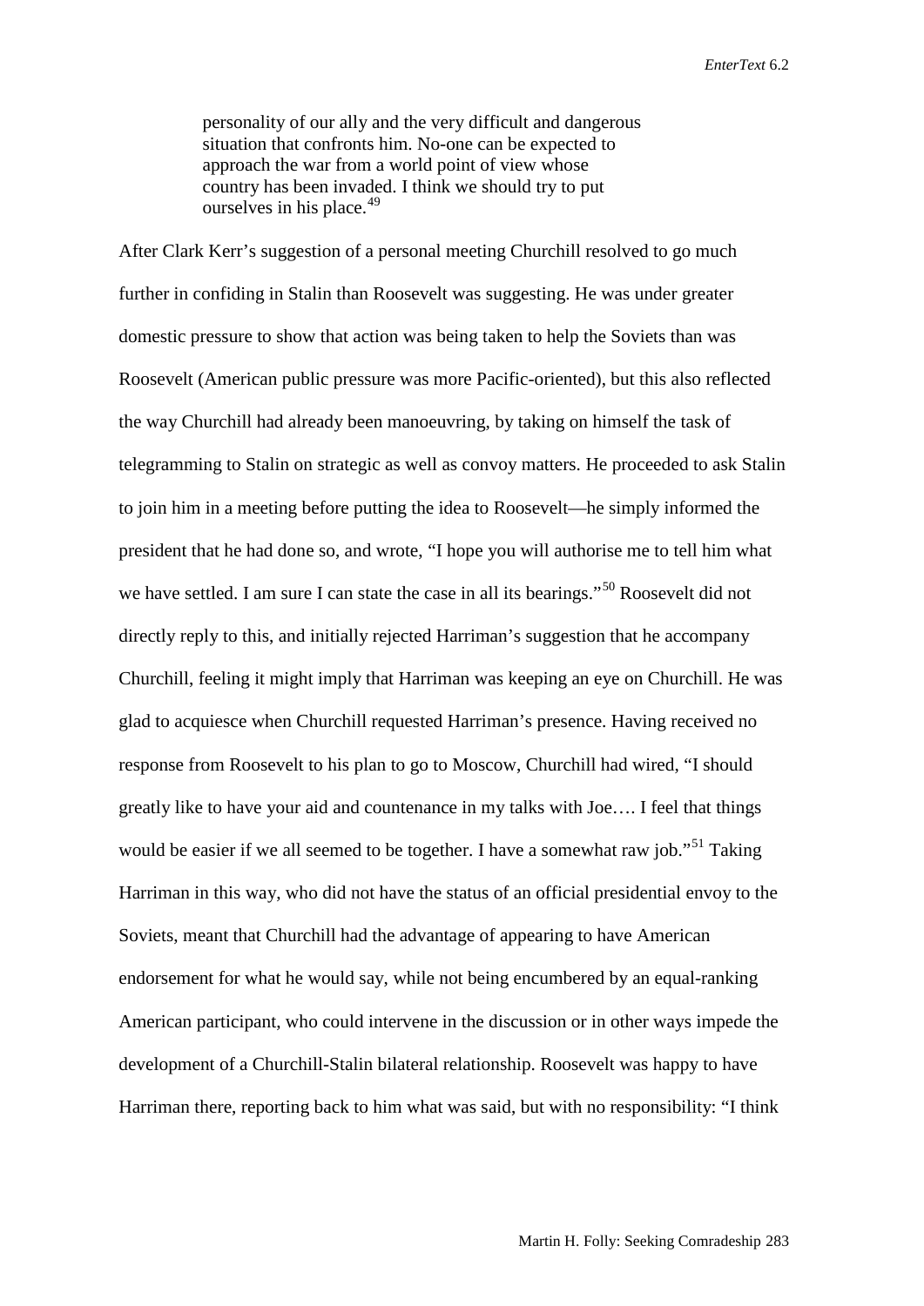> personality of our ally and the very difficult and dangerous situation that confronts him. No-one can be expected to approach the war from a world point of view whose country has been invaded. I think we should try to put ourselves in his place.[49]

After Clark Kerr's suggestion of a personal meeting Churchill resolved to go much further in confiding in Stalin than Roosevelt was suggesting. He was under greater domestic pressure to show that action was being taken to help the Soviets than was Roosevelt (American public pressure was more Pacific-oriented), but this also reflected the way Churchill had already been manoeuvring, by taking on himself the task of telegramming to Stalin on strategic as well as convoy matters. He proceeded to ask Stalin to join him in a meeting before putting the idea to Roosevelt—he simply informed the president that he had done so, and wrote, "I hope you will authorise me to tell him what we have settled. I am sure I can state the case in all its bearings."[50] Roosevelt did not directly reply to this, and initially rejected Harriman's suggestion that he accompany Churchill, feeling it might imply that Harriman was keeping an eye on Churchill. He was glad to acquiesce when Churchill requested Harriman's presence. Having received no response from Roosevelt to his plan to go to Moscow, Churchill had wired, "I should greatly like to have your aid and countenance in my talks with Joe…. I feel that things would be easier if we all seemed to be together. I have a somewhat raw job."[51] Taking Harriman in this way, who did not have the status of an official presidential envoy to the Soviets, meant that Churchill had the advantage of appearing to have American endorsement for what he would say, while not being encumbered by an equal-ranking American participant, who could intervene in the discussion or in other ways impede the development of a Churchill-Stalin bilateral relationship. Roosevelt was happy to have Harriman there, reporting back to him what was said, but with no responsibility: "I think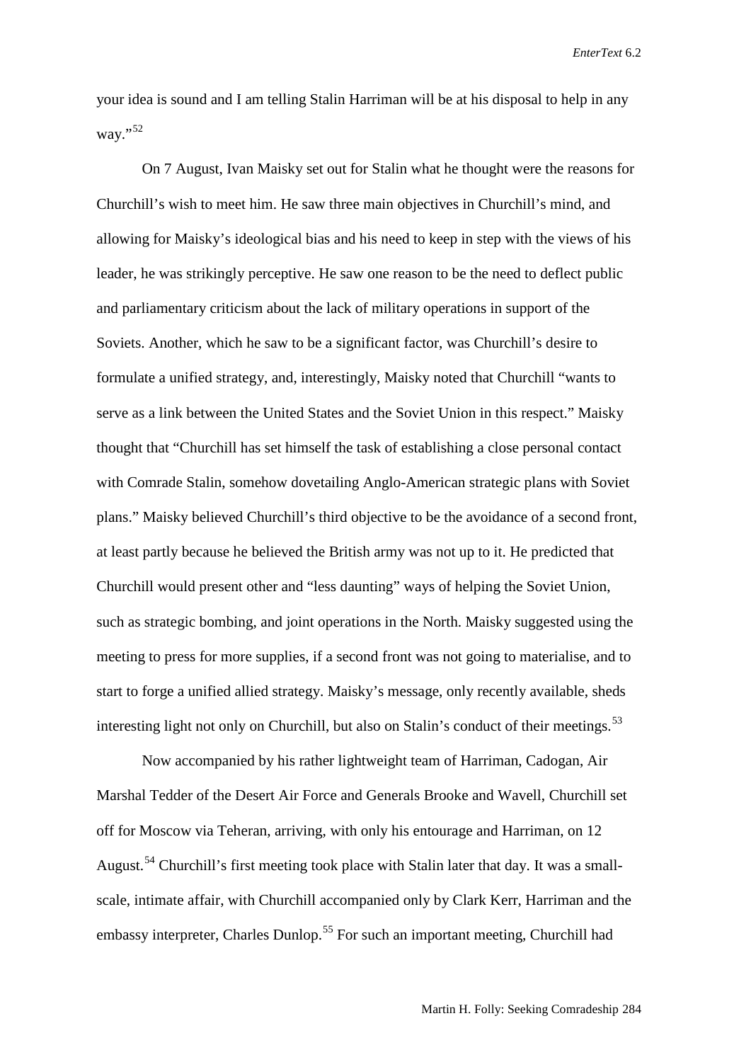your idea is sound and I am telling Stalin Harriman will be at his disposal to help in any way."[52]

On 7 August, Ivan Maisky set out for Stalin what he thought were the reasons for Churchill's wish to meet him. He saw three main objectives in Churchill's mind, and allowing for Maisky's ideological bias and his need to keep in step with the views of his leader, he was strikingly perceptive. He saw one reason to be the need to deflect public and parliamentary criticism about the lack of military operations in support of the Soviets. Another, which he saw to be a significant factor, was Churchill's desire to formulate a unified strategy, and, interestingly, Maisky noted that Churchill "wants to serve as a link between the United States and the Soviet Union in this respect." Maisky thought that "Churchill has set himself the task of establishing a close personal contact with Comrade Stalin, somehow dovetailing Anglo-American strategic plans with Soviet plans." Maisky believed Churchill's third objective to be the avoidance of a second front, at least partly because he believed the British army was not up to it. He predicted that Churchill would present other and "less daunting" ways of helping the Soviet Union, such as strategic bombing, and joint operations in the North. Maisky suggested using the meeting to press for more supplies, if a second front was not going to materialise, and to start to forge a unified allied strategy. Maisky's message, only recently available, sheds interesting light not only on Churchill, but also on Stalin's conduct of their meetings.[53]

Now accompanied by his rather lightweight team of Harriman, Cadogan, Air Marshal Tedder of the Desert Air Force and Generals Brooke and Wavell, Churchill set off for Moscow via Teheran, arriving, with only his entourage and Harriman, on 12 August.[54] Churchill's first meeting took place with Stalin later that day. It was a small-scale, intimate affair, with Churchill accompanied only by Clark Kerr, Harriman and the embassy interpreter, Charles Dunlop.[55] For such an important meeting, Churchill had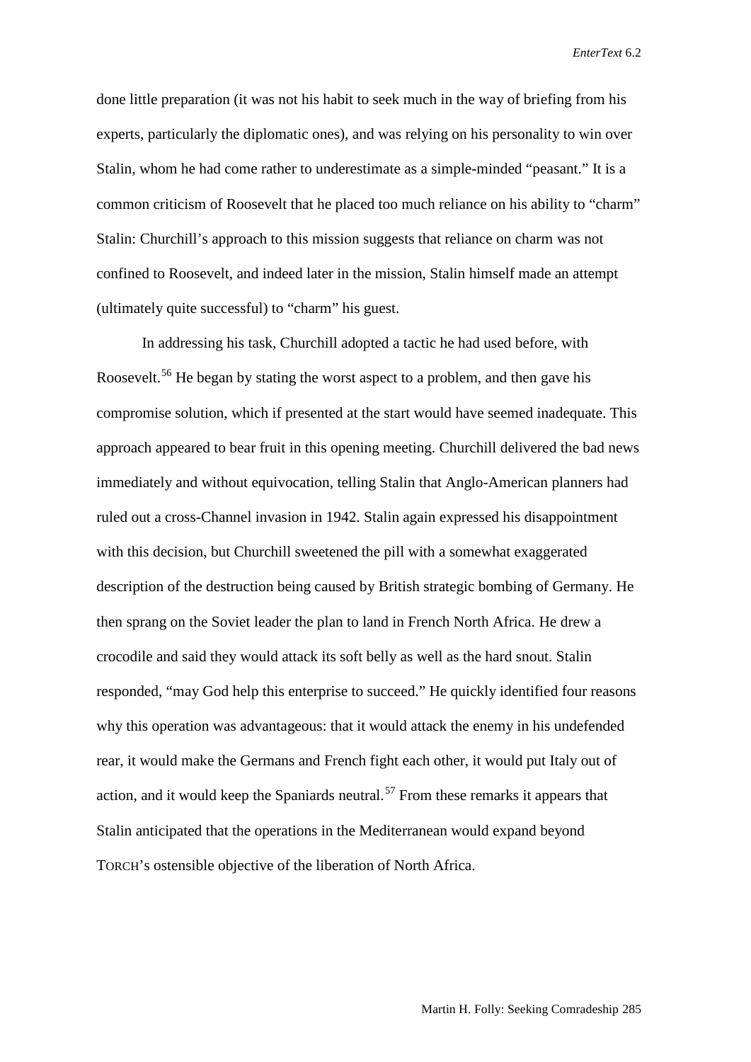done little preparation (it was not his habit to seek much in the way of briefing from his experts, particularly the diplomatic ones), and was relying on his personality to win over Stalin, whom he had come rather to underestimate as a simple-minded "peasant." It is a common criticism of Roosevelt that he placed too much reliance on his ability to "charm" Stalin: Churchill's approach to this mission suggests that reliance on charm was not confined to Roosevelt, and indeed later in the mission, Stalin himself made an attempt (ultimately quite successful) to "charm" his guest.

In addressing his task, Churchill adopted a tactic he had used before, with Roosevelt.[56] He began by stating the worst aspect to a problem, and then gave his compromise solution, which if presented at the start would have seemed inadequate. This approach appeared to bear fruit in this opening meeting. Churchill delivered the bad news immediately and without equivocation, telling Stalin that Anglo-American planners had ruled out a cross-Channel invasion in 1942. Stalin again expressed his disappointment with this decision, but Churchill sweetened the pill with a somewhat exaggerated description of the destruction being caused by British strategic bombing of Germany. He then sprang on the Soviet leader the plan to land in French North Africa. He drew a crocodile and said they would attack its soft belly as well as the hard snout. Stalin responded, "may God help this enterprise to succeed." He quickly identified four reasons why this operation was advantageous: that it would attack the enemy in his undefended rear, it would make the Germans and French fight each other, it would put Italy out of action, and it would keep the Spaniards neutral.[57] From these remarks it appears that Stalin anticipated that the operations in the Mediterranean would expand beyond TORCH's ostensible objective of the liberation of North Africa.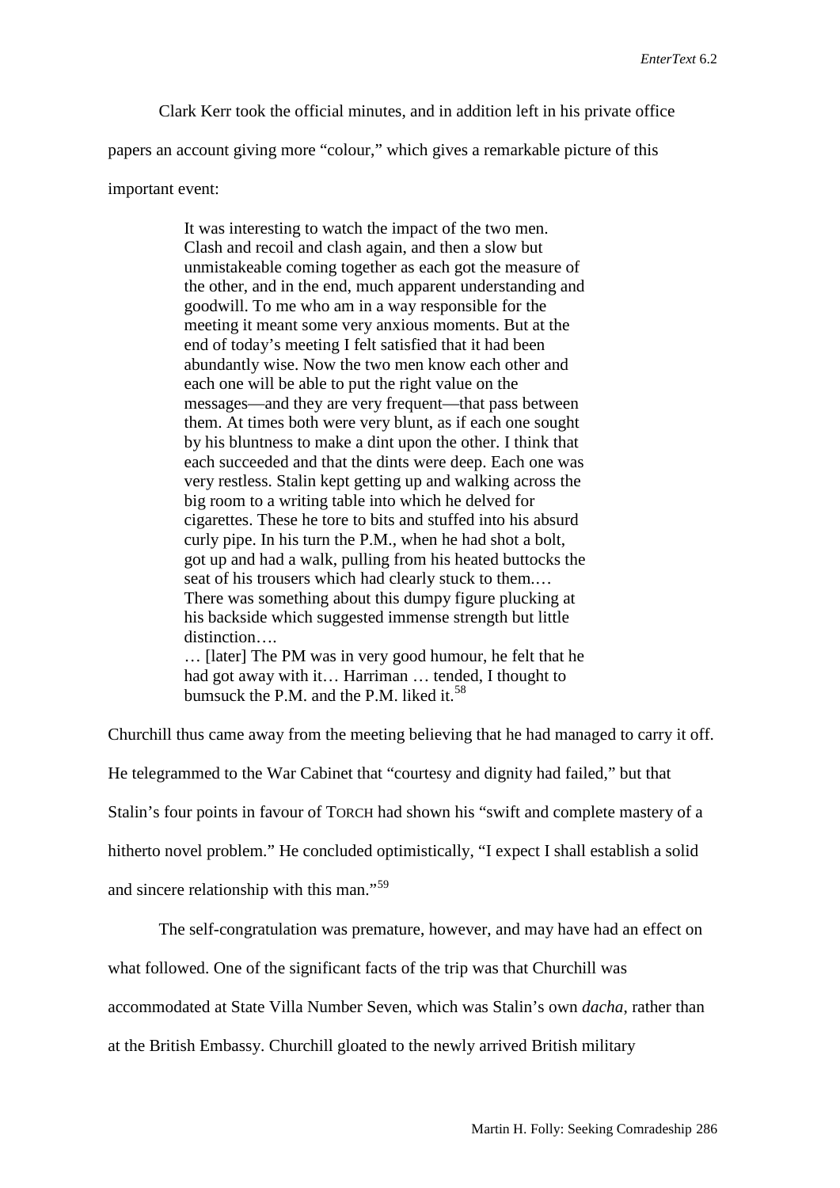Clark Kerr took the official minutes, and in addition left in his private office papers an account giving more "colour," which gives a remarkable picture of this important event:

> It was interesting to watch the impact of the two men. Clash and recoil and clash again, and then a slow but unmistakeable coming together as each got the measure of the other, and in the end, much apparent understanding and goodwill. To me who am in a way responsible for the meeting it meant some very anxious moments. But at the end of today's meeting I felt satisfied that it had been abundantly wise. Now the two men know each other and each one will be able to put the right value on the messages—and they are very frequent—that pass between them. At times both were very blunt, as if each one sought by his bluntness to make a dint upon the other. I think that each succeeded and that the dints were deep. Each one was very restless. Stalin kept getting up and walking across the big room to a writing table into which he delved for cigarettes. These he tore to bits and stuffed into his absurd curly pipe. In his turn the P.M., when he had shot a bolt, got up and had a walk, pulling from his heated buttocks the seat of his trousers which had clearly stuck to them.… There was something about this dumpy figure plucking at his backside which suggested immense strength but little distinction….
>
> … [later] The PM was in very good humour, he felt that he had got away with it… Harriman … tended, I thought to bumsuck the P.M. and the P.M. liked it.[58]

Churchill thus came away from the meeting believing that he had managed to carry it off. He telegrammed to the War Cabinet that "courtesy and dignity had failed," but that Stalin's four points in favour of TORCH had shown his "swift and complete mastery of a hitherto novel problem." He concluded optimistically, "I expect I shall establish a solid and sincere relationship with this man."[59]

The self-congratulation was premature, however, and may have had an effect on what followed. One of the significant facts of the trip was that Churchill was accommodated at State Villa Number Seven, which was Stalin's own *dacha*, rather than at the British Embassy. Churchill gloated to the newly arrived British military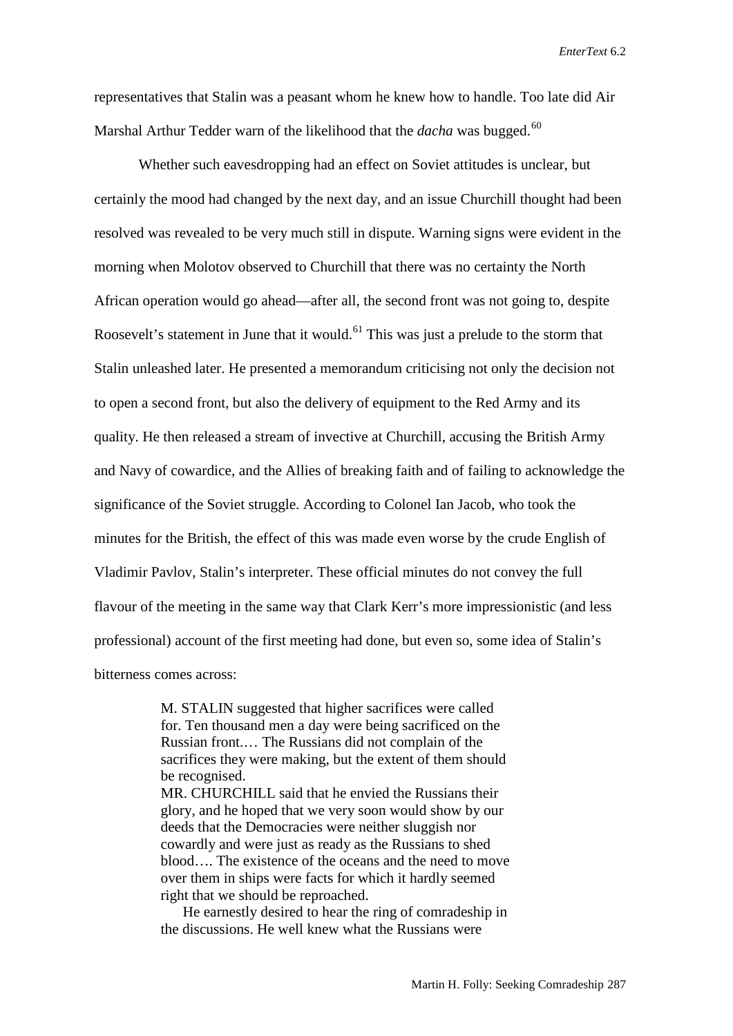representatives that Stalin was a peasant whom he knew how to handle. Too late did Air Marshal Arthur Tedder warn of the likelihood that the *dacha* was bugged.[60]

Whether such eavesdropping had an effect on Soviet attitudes is unclear, but certainly the mood had changed by the next day, and an issue Churchill thought had been resolved was revealed to be very much still in dispute. Warning signs were evident in the morning when Molotov observed to Churchill that there was no certainty the North African operation would go ahead—after all, the second front was not going to, despite Roosevelt's statement in June that it would.[61] This was just a prelude to the storm that Stalin unleashed later. He presented a memorandum criticising not only the decision not to open a second front, but also the delivery of equipment to the Red Army and its quality. He then released a stream of invective at Churchill, accusing the British Army and Navy of cowardice, and the Allies of breaking faith and of failing to acknowledge the significance of the Soviet struggle. According to Colonel Ian Jacob, who took the minutes for the British, the effect of this was made even worse by the crude English of Vladimir Pavlov, Stalin's interpreter. These official minutes do not convey the full flavour of the meeting in the same way that Clark Kerr's more impressionistic (and less professional) account of the first meeting had done, but even so, some idea of Stalin's bitterness comes across:

> M. STALIN suggested that higher sacrifices were called for. Ten thousand men a day were being sacrificed on the Russian front.… The Russians did not complain of the sacrifices they were making, but the extent of them should be recognised.
> MR. CHURCHILL said that he envied the Russians their glory, and he hoped that we very soon would show by our deeds that the Democracies were neither sluggish nor cowardly and were just as ready as the Russians to shed blood…. The existence of the oceans and the need to move over them in ships were facts for which it hardly seemed right that we should be reproached.
> He earnestly desired to hear the ring of comradeship in the discussions. He well knew what the Russians were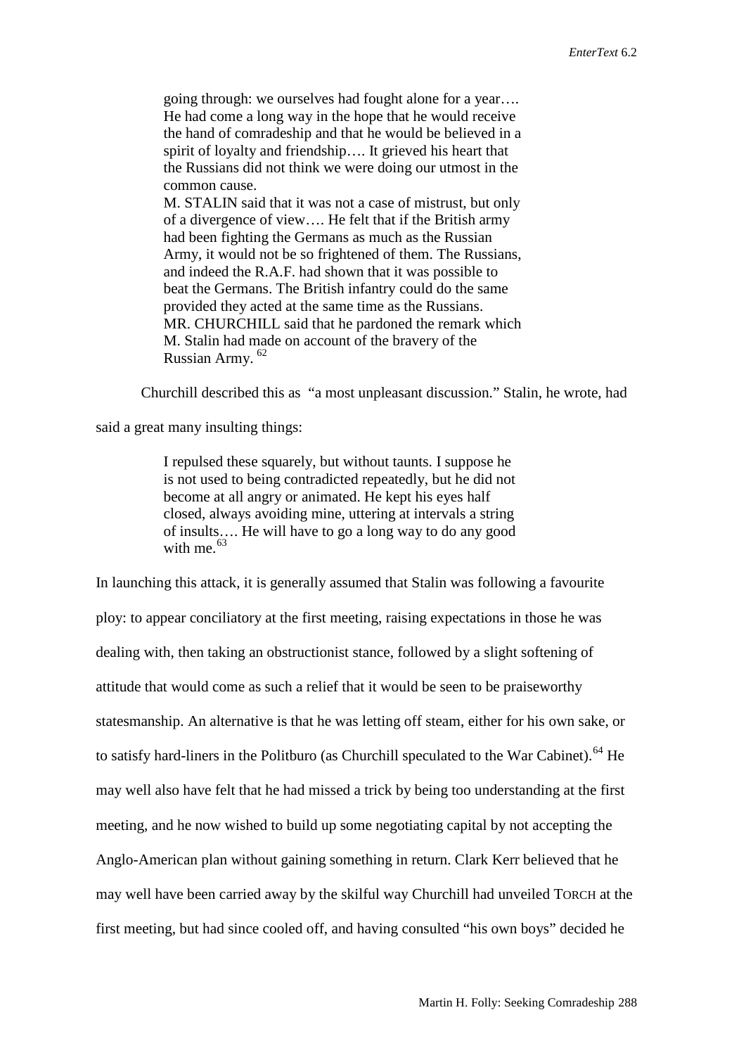> going through: we ourselves had fought alone for a year…. He had come a long way in the hope that he would receive the hand of comradeship and that he would be believed in a spirit of loyalty and friendship…. It grieved his heart that the Russians did not think we were doing our utmost in the common cause.
> M. STALIN said that it was not a case of mistrust, but only of a divergence of view…. He felt that if the British army had been fighting the Germans as much as the Russian Army, it would not be so frightened of them. The Russians, and indeed the R.A.F. had shown that it was possible to beat the Germans. The British infantry could do the same provided they acted at the same time as the Russians.
> MR. CHURCHILL said that he pardoned the remark which M. Stalin had made on account of the bravery of the Russian Army. [62]

Churchill described this as "a most unpleasant discussion." Stalin, he wrote, had said a great many insulting things:

> I repulsed these squarely, but without taunts. I suppose he is not used to being contradicted repeatedly, but he did not become at all angry or animated. He kept his eyes half closed, always avoiding mine, uttering at intervals a string of insults…. He will have to go a long way to do any good with me.[63]

In launching this attack, it is generally assumed that Stalin was following a favourite ploy: to appear conciliatory at the first meeting, raising expectations in those he was dealing with, then taking an obstructionist stance, followed by a slight softening of attitude that would come as such a relief that it would be seen to be praiseworthy statesmanship. An alternative is that he was letting off steam, either for his own sake, or to satisfy hard-liners in the Politburo (as Churchill speculated to the War Cabinet).[64] He may well also have felt that he had missed a trick by being too understanding at the first meeting, and he now wished to build up some negotiating capital by not accepting the Anglo-American plan without gaining something in return. Clark Kerr believed that he may well have been carried away by the skilful way Churchill had unveiled TORCH at the first meeting, but had since cooled off, and having consulted "his own boys" decided he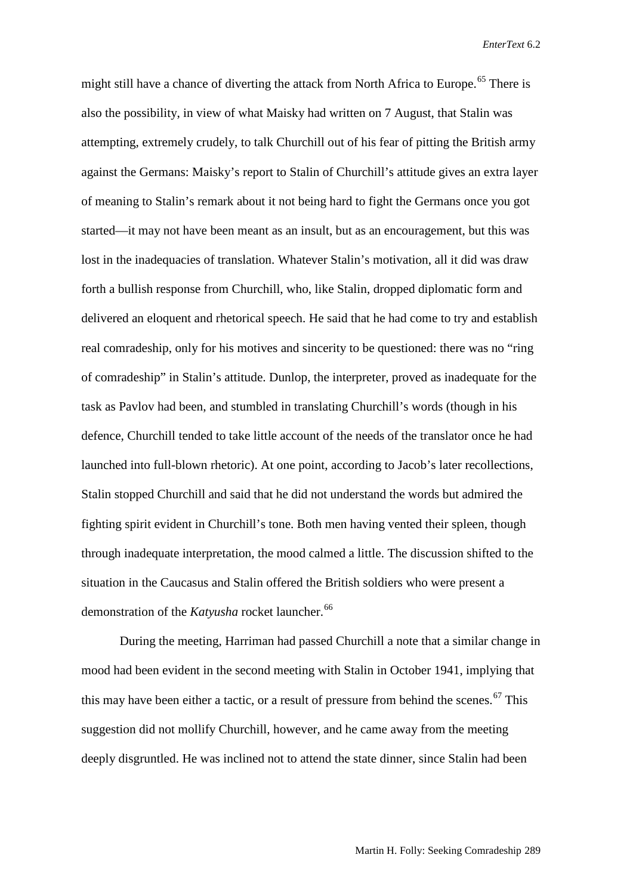might still have a chance of diverting the attack from North Africa to Europe.[65] There is also the possibility, in view of what Maisky had written on 7 August, that Stalin was attempting, extremely crudely, to talk Churchill out of his fear of pitting the British army against the Germans: Maisky's report to Stalin of Churchill's attitude gives an extra layer of meaning to Stalin's remark about it not being hard to fight the Germans once you got started—it may not have been meant as an insult, but as an encouragement, but this was lost in the inadequacies of translation. Whatever Stalin's motivation, all it did was draw forth a bullish response from Churchill, who, like Stalin, dropped diplomatic form and delivered an eloquent and rhetorical speech. He said that he had come to try and establish real comradeship, only for his motives and sincerity to be questioned: there was no "ring of comradeship" in Stalin's attitude. Dunlop, the interpreter, proved as inadequate for the task as Pavlov had been, and stumbled in translating Churchill's words (though in his defence, Churchill tended to take little account of the needs of the translator once he had launched into full-blown rhetoric). At one point, according to Jacob's later recollections, Stalin stopped Churchill and said that he did not understand the words but admired the fighting spirit evident in Churchill's tone. Both men having vented their spleen, though through inadequate interpretation, the mood calmed a little. The discussion shifted to the situation in the Caucasus and Stalin offered the British soldiers who were present a demonstration of the *Katyusha* rocket launcher.[66]

During the meeting, Harriman had passed Churchill a note that a similar change in mood had been evident in the second meeting with Stalin in October 1941, implying that this may have been either a tactic, or a result of pressure from behind the scenes.[67] This suggestion did not mollify Churchill, however, and he came away from the meeting deeply disgruntled. He was inclined not to attend the state dinner, since Stalin had been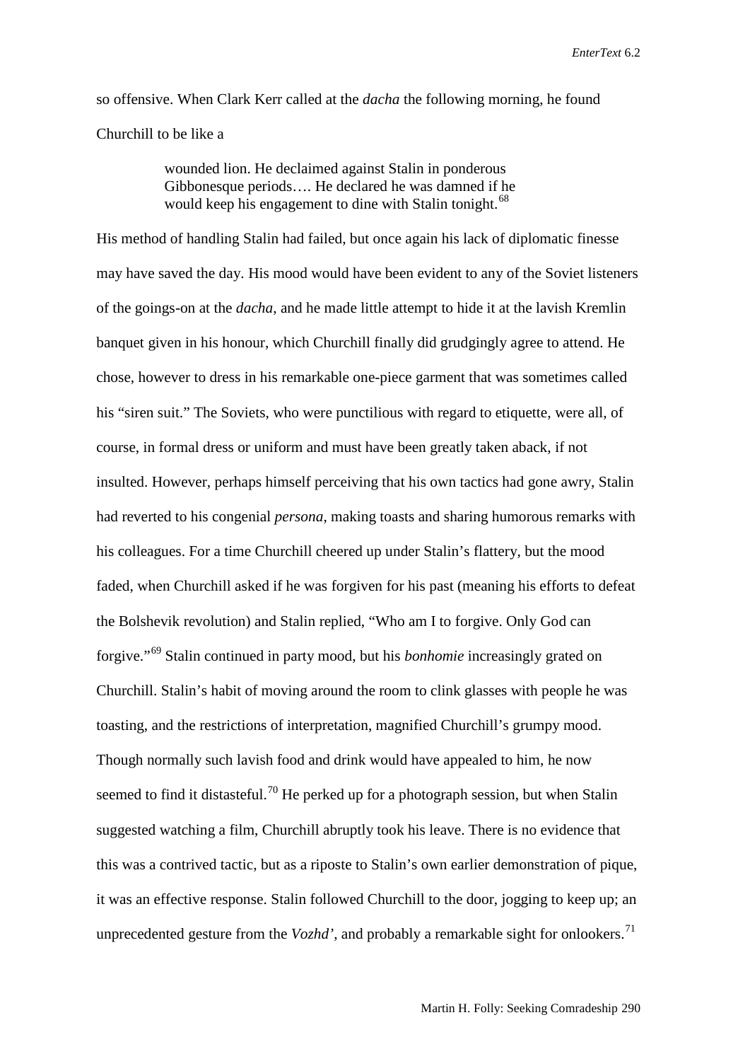so offensive. When Clark Kerr called at the *dacha* the following morning, he found Churchill to be like a

> wounded lion. He declaimed against Stalin in ponderous Gibbonesque periods…. He declared he was damned if he would keep his engagement to dine with Stalin tonight.[68]

His method of handling Stalin had failed, but once again his lack of diplomatic finesse may have saved the day. His mood would have been evident to any of the Soviet listeners of the goings-on at the *dacha*, and he made little attempt to hide it at the lavish Kremlin banquet given in his honour, which Churchill finally did grudgingly agree to attend. He chose, however to dress in his remarkable one-piece garment that was sometimes called his "siren suit." The Soviets, who were punctilious with regard to etiquette, were all, of course, in formal dress or uniform and must have been greatly taken aback, if not insulted. However, perhaps himself perceiving that his own tactics had gone awry, Stalin had reverted to his congenial *persona*, making toasts and sharing humorous remarks with his colleagues. For a time Churchill cheered up under Stalin's flattery, but the mood faded, when Churchill asked if he was forgiven for his past (meaning his efforts to defeat the Bolshevik revolution) and Stalin replied, "Who am I to forgive. Only God can forgive."[69] Stalin continued in party mood, but his *bonhomie* increasingly grated on Churchill. Stalin's habit of moving around the room to clink glasses with people he was toasting, and the restrictions of interpretation, magnified Churchill's grumpy mood. Though normally such lavish food and drink would have appealed to him, he now seemed to find it distasteful.[70] He perked up for a photograph session, but when Stalin suggested watching a film, Churchill abruptly took his leave. There is no evidence that this was a contrived tactic, but as a riposte to Stalin's own earlier demonstration of pique, it was an effective response. Stalin followed Churchill to the door, jogging to keep up; an unprecedented gesture from the *Vozhd'*, and probably a remarkable sight for onlookers.[71]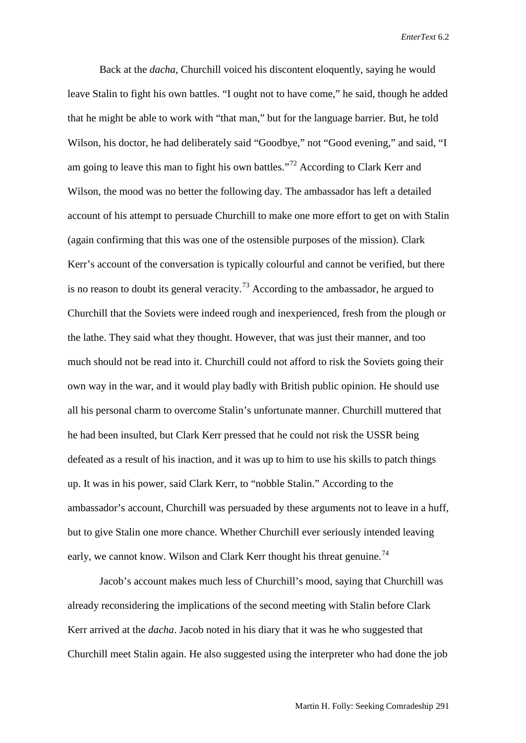Back at the *dacha*, Churchill voiced his discontent eloquently, saying he would leave Stalin to fight his own battles. “I ought not to have come,” he said, though he added that he might be able to work with “that man,” but for the language barrier. But, he told Wilson, his doctor, he had deliberately said “Goodbye,” not “Good evening,” and said, “I am going to leave this man to fight his own battles.”[72] According to Clark Kerr and Wilson, the mood was no better the following day. The ambassador has left a detailed account of his attempt to persuade Churchill to make one more effort to get on with Stalin (again confirming that this was one of the ostensible purposes of the mission). Clark Kerr’s account of the conversation is typically colourful and cannot be verified, but there is no reason to doubt its general veracity.[73] According to the ambassador, he argued to Churchill that the Soviets were indeed rough and inexperienced, fresh from the plough or the lathe. They said what they thought. However, that was just their manner, and too much should not be read into it. Churchill could not afford to risk the Soviets going their own way in the war, and it would play badly with British public opinion. He should use all his personal charm to overcome Stalin’s unfortunate manner. Churchill muttered that he had been insulted, but Clark Kerr pressed that he could not risk the USSR being defeated as a result of his inaction, and it was up to him to use his skills to patch things up. It was in his power, said Clark Kerr, to “nobble Stalin.” According to the ambassador’s account, Churchill was persuaded by these arguments not to leave in a huff, but to give Stalin one more chance. Whether Churchill ever seriously intended leaving early, we cannot know. Wilson and Clark Kerr thought his threat genuine.[74]

Jacob’s account makes much less of Churchill’s mood, saying that Churchill was already reconsidering the implications of the second meeting with Stalin before Clark Kerr arrived at the *dacha*. Jacob noted in his diary that it was he who suggested that Churchill meet Stalin again. He also suggested using the interpreter who had done the job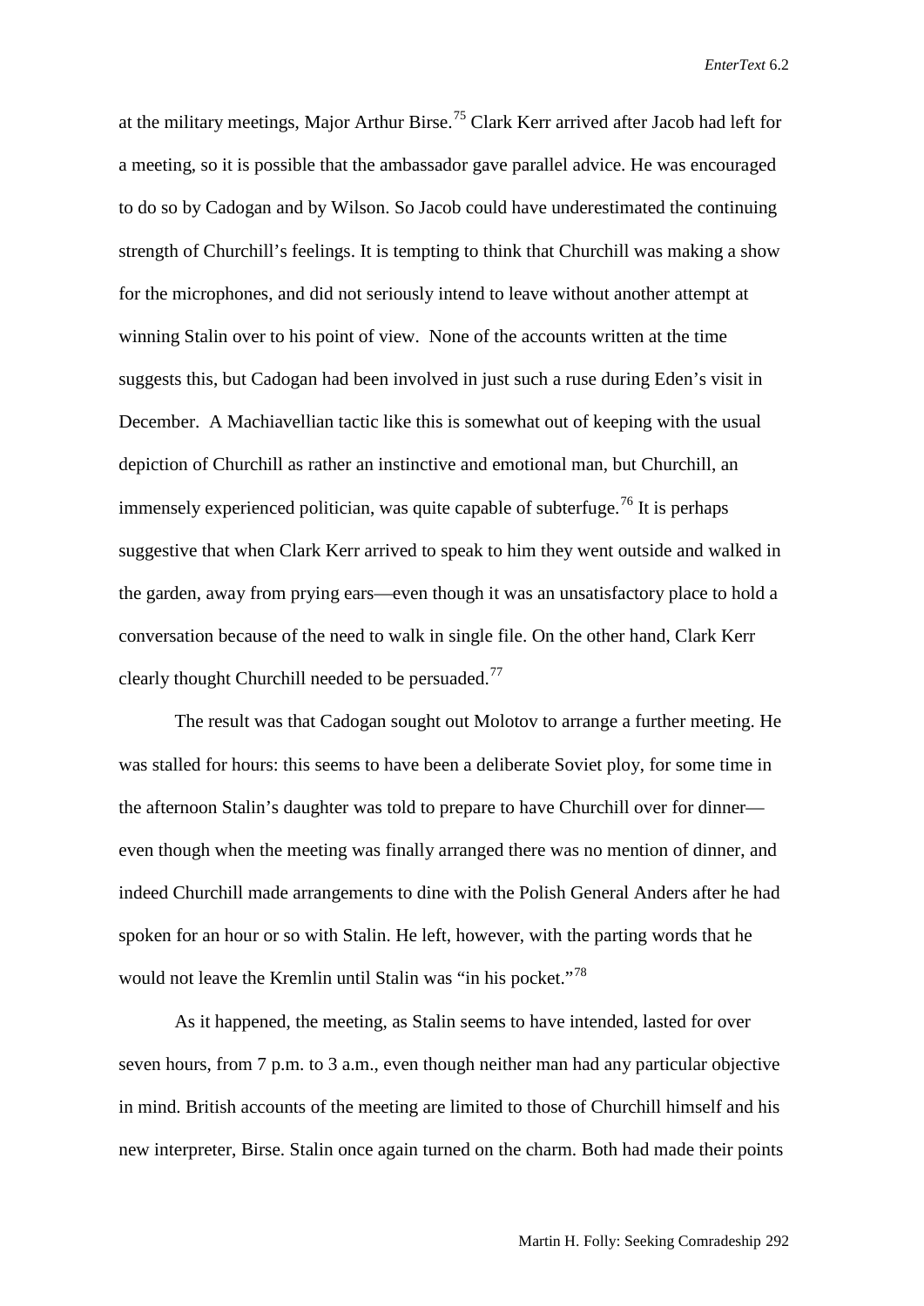at the military meetings, Major Arthur Birse.[75] Clark Kerr arrived after Jacob had left for a meeting, so it is possible that the ambassador gave parallel advice. He was encouraged to do so by Cadogan and by Wilson. So Jacob could have underestimated the continuing strength of Churchill's feelings. It is tempting to think that Churchill was making a show for the microphones, and did not seriously intend to leave without another attempt at winning Stalin over to his point of view. None of the accounts written at the time suggests this, but Cadogan had been involved in just such a ruse during Eden's visit in December. A Machiavellian tactic like this is somewhat out of keeping with the usual depiction of Churchill as rather an instinctive and emotional man, but Churchill, an immensely experienced politician, was quite capable of subterfuge.[76] It is perhaps suggestive that when Clark Kerr arrived to speak to him they went outside and walked in the garden, away from prying ears—even though it was an unsatisfactory place to hold a conversation because of the need to walk in single file. On the other hand, Clark Kerr clearly thought Churchill needed to be persuaded.[77]

The result was that Cadogan sought out Molotov to arrange a further meeting. He was stalled for hours: this seems to have been a deliberate Soviet ploy, for some time in the afternoon Stalin's daughter was told to prepare to have Churchill over for dinner—even though when the meeting was finally arranged there was no mention of dinner, and indeed Churchill made arrangements to dine with the Polish General Anders after he had spoken for an hour or so with Stalin. He left, however, with the parting words that he would not leave the Kremlin until Stalin was "in his pocket."[78]

As it happened, the meeting, as Stalin seems to have intended, lasted for over seven hours, from 7 p.m. to 3 a.m., even though neither man had any particular objective in mind. British accounts of the meeting are limited to those of Churchill himself and his new interpreter, Birse. Stalin once again turned on the charm. Both had made their points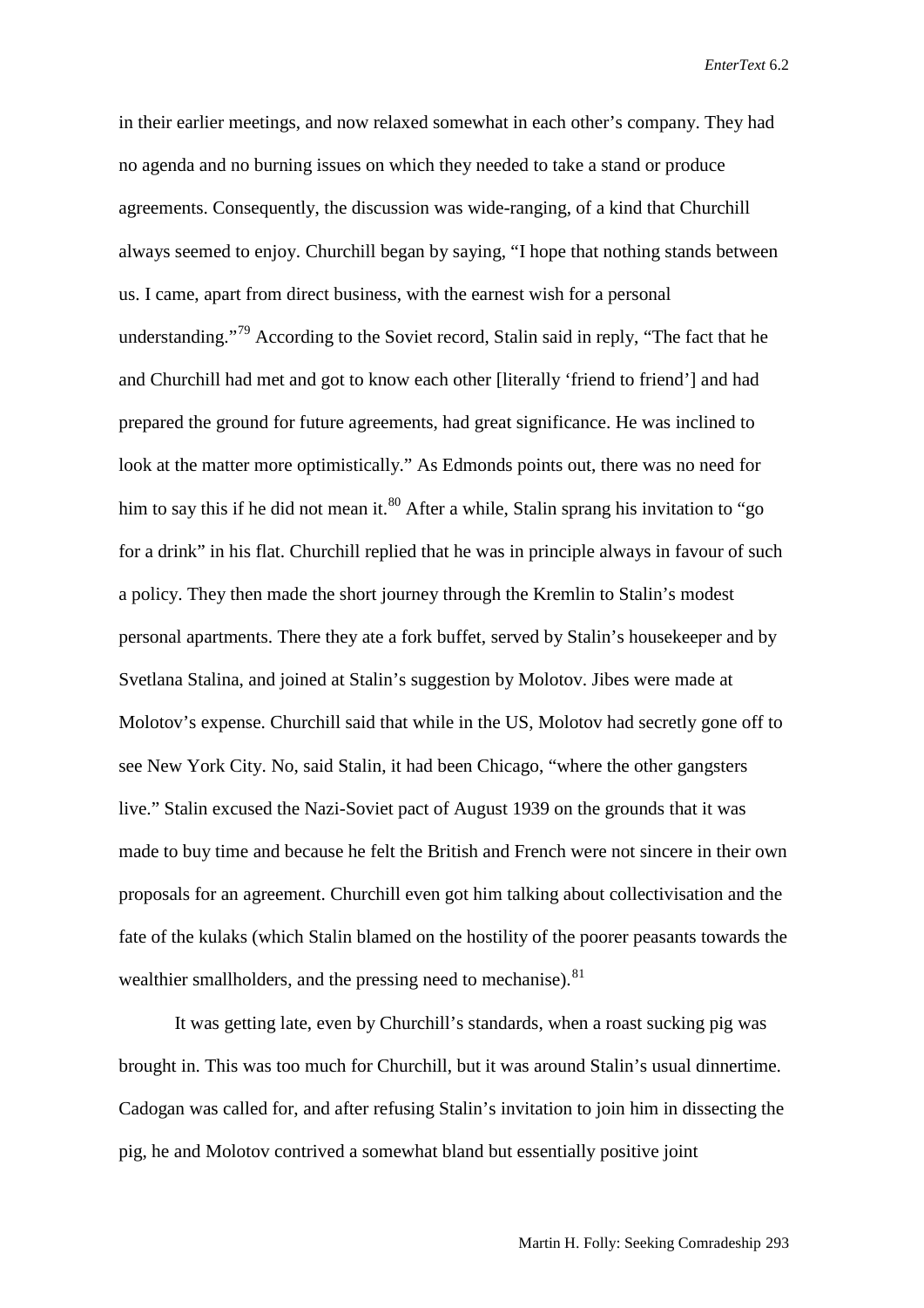in their earlier meetings, and now relaxed somewhat in each other's company. They had no agenda and no burning issues on which they needed to take a stand or produce agreements. Consequently, the discussion was wide-ranging, of a kind that Churchill always seemed to enjoy. Churchill began by saying, "I hope that nothing stands between us. I came, apart from direct business, with the earnest wish for a personal understanding."[79] According to the Soviet record, Stalin said in reply, "The fact that he and Churchill had met and got to know each other [literally 'friend to friend'] and had prepared the ground for future agreements, had great significance. He was inclined to look at the matter more optimistically." As Edmonds points out, there was no need for him to say this if he did not mean it.[80] After a while, Stalin sprang his invitation to "go for a drink" in his flat. Churchill replied that he was in principle always in favour of such a policy. They then made the short journey through the Kremlin to Stalin's modest personal apartments. There they ate a fork buffet, served by Stalin's housekeeper and by Svetlana Stalina, and joined at Stalin's suggestion by Molotov. Jibes were made at Molotov's expense. Churchill said that while in the US, Molotov had secretly gone off to see New York City. No, said Stalin, it had been Chicago, "where the other gangsters live." Stalin excused the Nazi-Soviet pact of August 1939 on the grounds that it was made to buy time and because he felt the British and French were not sincere in their own proposals for an agreement. Churchill even got him talking about collectivisation and the fate of the kulaks (which Stalin blamed on the hostility of the poorer peasants towards the wealthier smallholders, and the pressing need to mechanise).[81]

It was getting late, even by Churchill's standards, when a roast sucking pig was brought in. This was too much for Churchill, but it was around Stalin's usual dinnertime. Cadogan was called for, and after refusing Stalin's invitation to join him in dissecting the pig, he and Molotov contrived a somewhat bland but essentially positive joint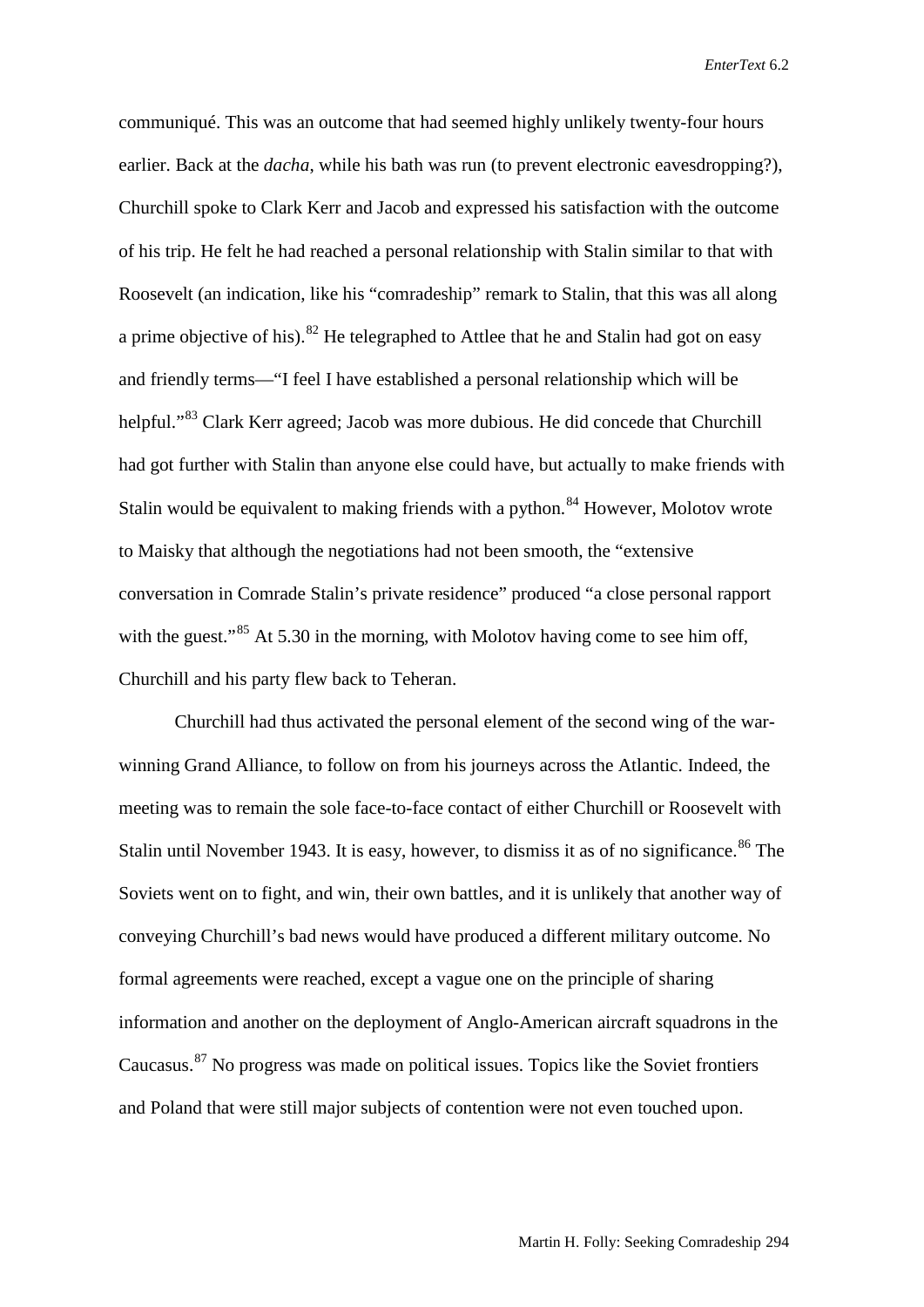communiqué. This was an outcome that had seemed highly unlikely twenty-four hours earlier. Back at the *dacha*, while his bath was run (to prevent electronic eavesdropping?), Churchill spoke to Clark Kerr and Jacob and expressed his satisfaction with the outcome of his trip. He felt he had reached a personal relationship with Stalin similar to that with Roosevelt (an indication, like his "comradeship" remark to Stalin, that this was all along a prime objective of his).[82] He telegraphed to Attlee that he and Stalin had got on easy and friendly terms—"I feel I have established a personal relationship which will be helpful."[83] Clark Kerr agreed; Jacob was more dubious. He did concede that Churchill had got further with Stalin than anyone else could have, but actually to make friends with Stalin would be equivalent to making friends with a python.[84] However, Molotov wrote to Maisky that although the negotiations had not been smooth, the "extensive conversation in Comrade Stalin's private residence" produced "a close personal rapport with the guest."[85] At 5.30 in the morning, with Molotov having come to see him off, Churchill and his party flew back to Teheran.

Churchill had thus activated the personal element of the second wing of the war-winning Grand Alliance, to follow on from his journeys across the Atlantic. Indeed, the meeting was to remain the sole face-to-face contact of either Churchill or Roosevelt with Stalin until November 1943. It is easy, however, to dismiss it as of no significance.[86] The Soviets went on to fight, and win, their own battles, and it is unlikely that another way of conveying Churchill's bad news would have produced a different military outcome. No formal agreements were reached, except a vague one on the principle of sharing information and another on the deployment of Anglo-American aircraft squadrons in the Caucasus.[87] No progress was made on political issues. Topics like the Soviet frontiers and Poland that were still major subjects of contention were not even touched upon.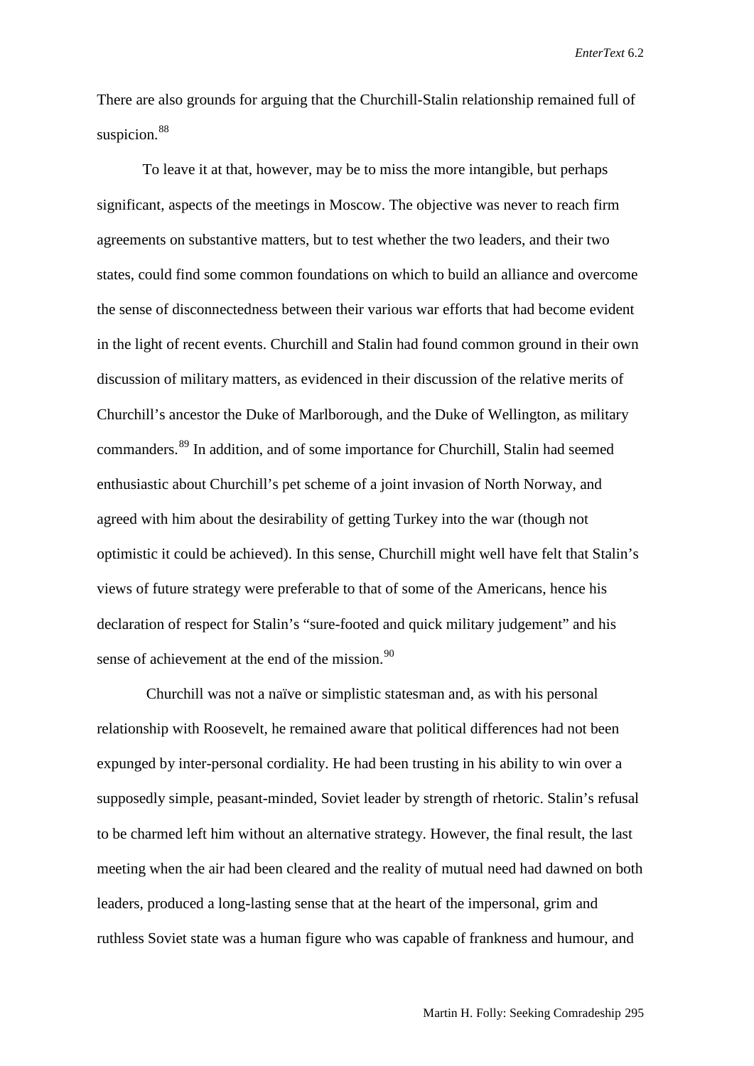There are also grounds for arguing that the Churchill-Stalin relationship remained full of suspicion.[88]

To leave it at that, however, may be to miss the more intangible, but perhaps significant, aspects of the meetings in Moscow. The objective was never to reach firm agreements on substantive matters, but to test whether the two leaders, and their two states, could find some common foundations on which to build an alliance and overcome the sense of disconnectedness between their various war efforts that had become evident in the light of recent events. Churchill and Stalin had found common ground in their own discussion of military matters, as evidenced in their discussion of the relative merits of Churchill's ancestor the Duke of Marlborough, and the Duke of Wellington, as military commanders.[89] In addition, and of some importance for Churchill, Stalin had seemed enthusiastic about Churchill's pet scheme of a joint invasion of North Norway, and agreed with him about the desirability of getting Turkey into the war (though not optimistic it could be achieved). In this sense, Churchill might well have felt that Stalin's views of future strategy were preferable to that of some of the Americans, hence his declaration of respect for Stalin's "sure-footed and quick military judgement" and his sense of achievement at the end of the mission.[90]

Churchill was not a naïve or simplistic statesman and, as with his personal relationship with Roosevelt, he remained aware that political differences had not been expunged by inter-personal cordiality. He had been trusting in his ability to win over a supposedly simple, peasant-minded, Soviet leader by strength of rhetoric. Stalin's refusal to be charmed left him without an alternative strategy. However, the final result, the last meeting when the air had been cleared and the reality of mutual need had dawned on both leaders, produced a long-lasting sense that at the heart of the impersonal, grim and ruthless Soviet state was a human figure who was capable of frankness and humour, and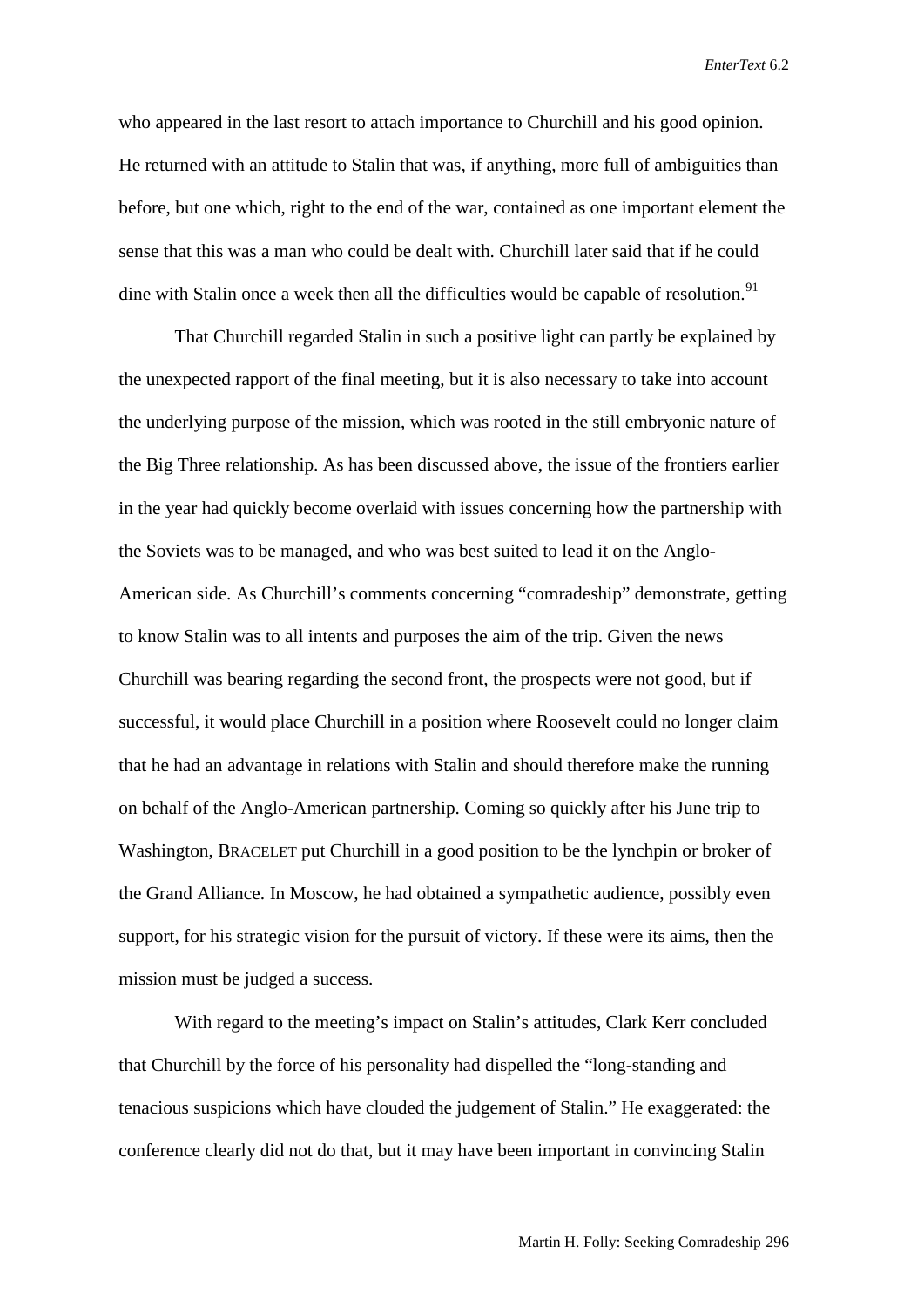who appeared in the last resort to attach importance to Churchill and his good opinion. He returned with an attitude to Stalin that was, if anything, more full of ambiguities than before, but one which, right to the end of the war, contained as one important element the sense that this was a man who could be dealt with. Churchill later said that if he could dine with Stalin once a week then all the difficulties would be capable of resolution.[91]

That Churchill regarded Stalin in such a positive light can partly be explained by the unexpected rapport of the final meeting, but it is also necessary to take into account the underlying purpose of the mission, which was rooted in the still embryonic nature of the Big Three relationship. As has been discussed above, the issue of the frontiers earlier in the year had quickly become overlaid with issues concerning how the partnership with the Soviets was to be managed, and who was best suited to lead it on the Anglo-American side. As Churchill's comments concerning "comradeship" demonstrate, getting to know Stalin was to all intents and purposes the aim of the trip. Given the news Churchill was bearing regarding the second front, the prospects were not good, but if successful, it would place Churchill in a position where Roosevelt could no longer claim that he had an advantage in relations with Stalin and should therefore make the running on behalf of the Anglo-American partnership. Coming so quickly after his June trip to Washington, BRACELET put Churchill in a good position to be the lynchpin or broker of the Grand Alliance. In Moscow, he had obtained a sympathetic audience, possibly even support, for his strategic vision for the pursuit of victory. If these were its aims, then the mission must be judged a success.

With regard to the meeting's impact on Stalin's attitudes, Clark Kerr concluded that Churchill by the force of his personality had dispelled the "long-standing and tenacious suspicions which have clouded the judgement of Stalin." He exaggerated: the conference clearly did not do that, but it may have been important in convincing Stalin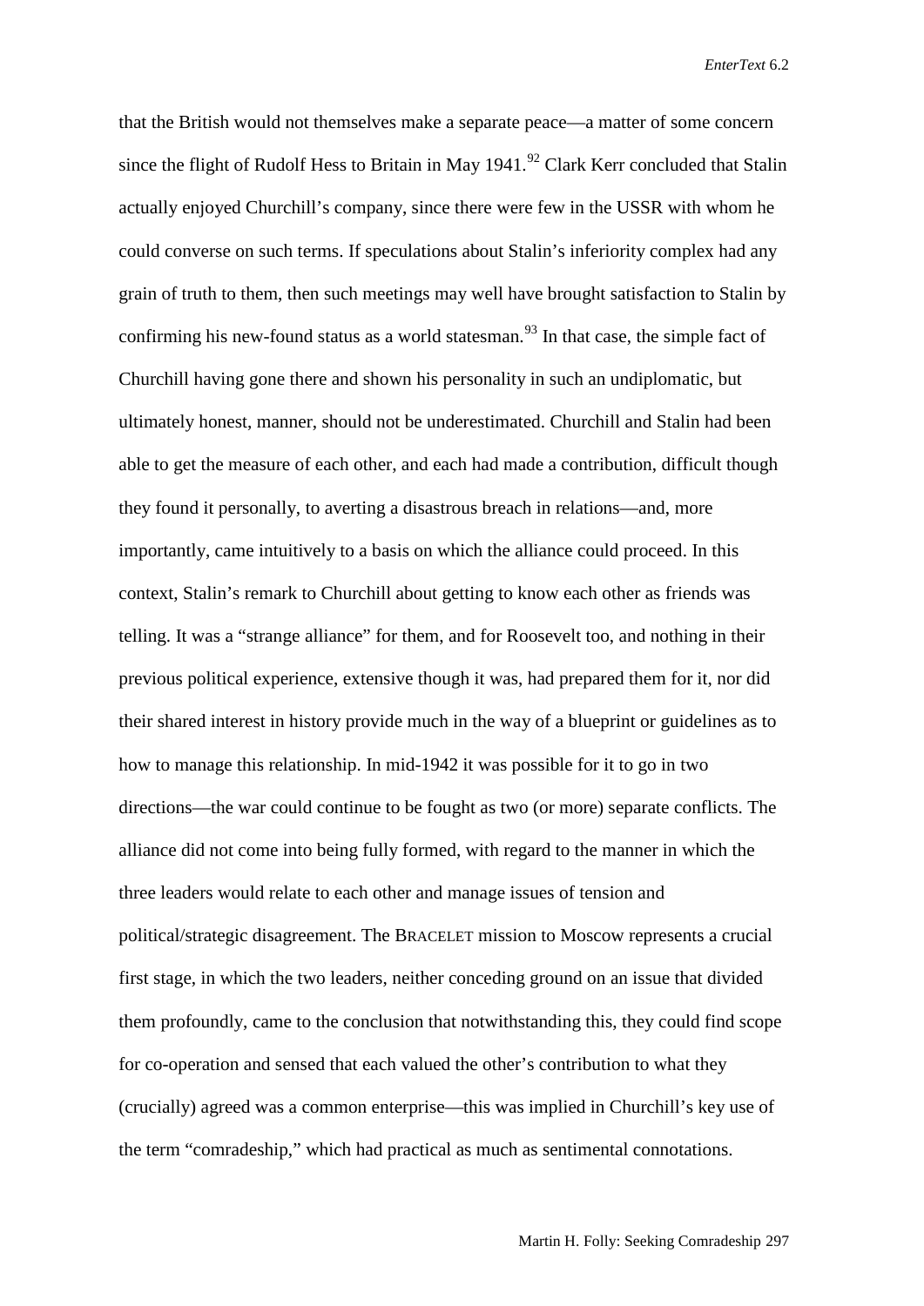that the British would not themselves make a separate peace—a matter of some concern since the flight of Rudolf Hess to Britain in May 1941.[92] Clark Kerr concluded that Stalin actually enjoyed Churchill's company, since there were few in the USSR with whom he could converse on such terms. If speculations about Stalin's inferiority complex had any grain of truth to them, then such meetings may well have brought satisfaction to Stalin by confirming his new-found status as a world statesman.[93] In that case, the simple fact of Churchill having gone there and shown his personality in such an undiplomatic, but ultimately honest, manner, should not be underestimated. Churchill and Stalin had been able to get the measure of each other, and each had made a contribution, difficult though they found it personally, to averting a disastrous breach in relations—and, more importantly, came intuitively to a basis on which the alliance could proceed. In this context, Stalin's remark to Churchill about getting to know each other as friends was telling. It was a "strange alliance" for them, and for Roosevelt too, and nothing in their previous political experience, extensive though it was, had prepared them for it, nor did their shared interest in history provide much in the way of a blueprint or guidelines as to how to manage this relationship. In mid-1942 it was possible for it to go in two directions—the war could continue to be fought as two (or more) separate conflicts. The alliance did not come into being fully formed, with regard to the manner in which the three leaders would relate to each other and manage issues of tension and political/strategic disagreement. The BRACELET mission to Moscow represents a crucial first stage, in which the two leaders, neither conceding ground on an issue that divided them profoundly, came to the conclusion that notwithstanding this, they could find scope for co-operation and sensed that each valued the other's contribution to what they (crucially) agreed was a common enterprise—this was implied in Churchill's key use of the term "comradeship," which had practical as much as sentimental connotations.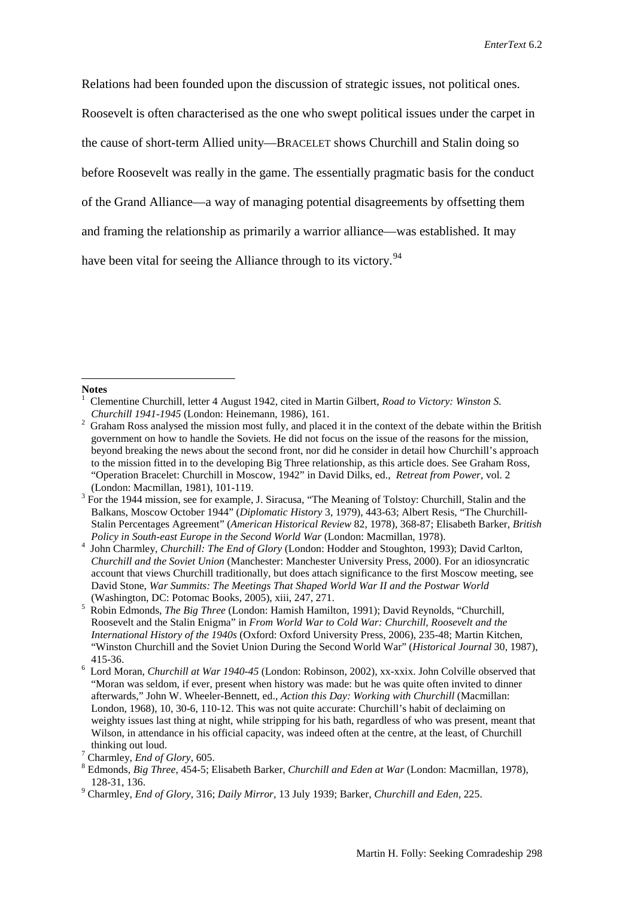Relations had been founded upon the discussion of strategic issues, not political ones. Roosevelt is often characterised as the one who swept political issues under the carpet in the cause of short-term Allied unity—BRACELET shows Churchill and Stalin doing so before Roosevelt was really in the game. The essentially pragmatic basis for the conduct of the Grand Alliance—a way of managing potential disagreements by offsetting them and framing the relationship as primarily a warrior alliance—was established. It may have been vital for seeing the Alliance through to its victory.[94]

---

**Notes**

[1] Clementine Churchill, letter 4 August 1942, cited in Martin Gilbert, *Road to Victory: Winston S. Churchill 1941-1945* (London: Heinemann, 1986), 161.

[2] Graham Ross analysed the mission most fully, and placed it in the context of the debate within the British government on how to handle the Soviets. He did not focus on the issue of the reasons for the mission, beyond breaking the news about the second front, nor did he consider in detail how Churchill's approach to the mission fitted in to the developing Big Three relationship, as this article does. See Graham Ross, "Operation Bracelet: Churchill in Moscow, 1942" in David Dilks, ed., *Retreat from Power*, vol. 2 (London: Macmillan, 1981), 101-119.

[3] For the 1944 mission, see for example, J. Siracusa, "The Meaning of Tolstoy: Churchill, Stalin and the Balkans, Moscow October 1944" (*Diplomatic History* 3, 1979), 443-63; Albert Resis, "The Churchill-Stalin Percentages Agreement" (*American Historical Review* 82, 1978), 368-87; Elisabeth Barker, *British Policy in South-east Europe in the Second World War* (London: Macmillan, 1978).

[4] John Charmley, *Churchill: The End of Glory* (London: Hodder and Stoughton, 1993); David Carlton, *Churchill and the Soviet Union* (Manchester: Manchester University Press, 2000). For an idiosyncratic account that views Churchill traditionally, but does attach significance to the first Moscow meeting, see David Stone, *War Summits: The Meetings That Shaped World War II and the Postwar World* (Washington, DC: Potomac Books, 2005), xiii, 247, 271.

[5] Robin Edmonds, *The Big Three* (London: Hamish Hamilton, 1991); David Reynolds, "Churchill, Roosevelt and the Stalin Enigma" in *From World War to Cold War: Churchill, Roosevelt and the International History of the 1940s* (Oxford: Oxford University Press, 2006), 235-48; Martin Kitchen, "Winston Churchill and the Soviet Union During the Second World War" (*Historical Journal* 30, 1987), 415-36.

[6] Lord Moran, *Churchill at War 1940-45* (London: Robinson, 2002), xx-xxix. John Colville observed that "Moran was seldom, if ever, present when history was made: but he was quite often invited to dinner afterwards," John W. Wheeler-Bennett, ed., *Action this Day: Working with Churchill* (Macmillan: London, 1968), 10, 30-6, 110-12. This was not quite accurate: Churchill's habit of declaiming on weighty issues last thing at night, while stripping for his bath, regardless of who was present, meant that Wilson, in attendance in his official capacity, was indeed often at the centre, at the least, of Churchill thinking out loud.

[7] Charmley, *End of Glory*, 605.

[8] Edmonds, *Big Three*, 454-5; Elisabeth Barker, *Churchill and Eden at War* (London: Macmillan, 1978), 128-31, 136.

[9] Charmley, *End of Glory*, 316; *Daily Mirror*, 13 July 1939; Barker, *Churchill and Eden*, 225.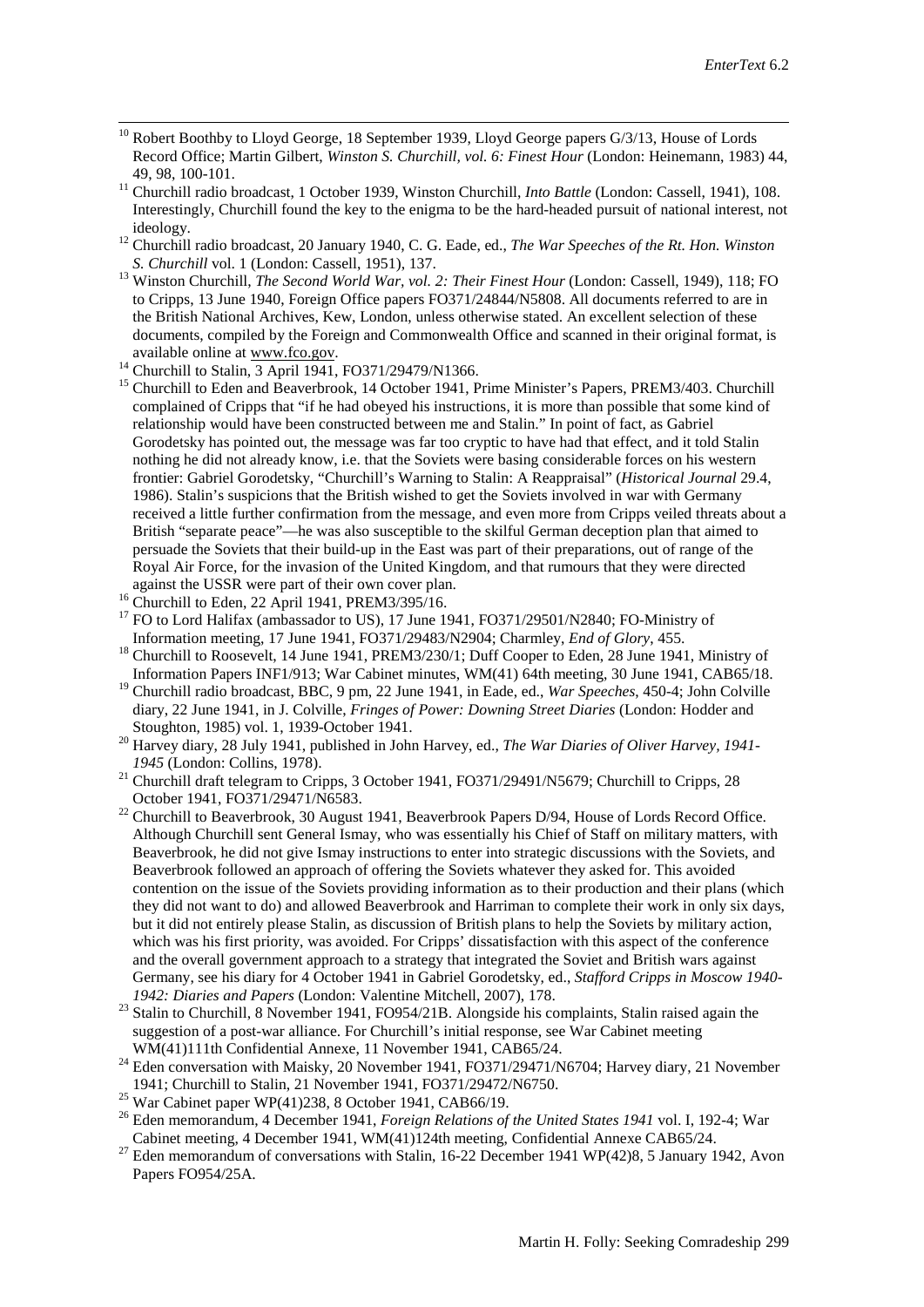[10] Robert Boothby to Lloyd George, 18 September 1939, Lloyd George papers G/3/13, House of Lords Record Office; Martin Gilbert, *Winston S. Churchill, vol. 6: Finest Hour* (London: Heinemann, 1983) 44, 49, 98, 100-101.

[11] Churchill radio broadcast, 1 October 1939, Winston Churchill, *Into Battle* (London: Cassell, 1941), 108. Interestingly, Churchill found the key to the enigma to be the hard-headed pursuit of national interest, not ideology.

[12] Churchill radio broadcast, 20 January 1940, C. G. Eade, ed., *The War Speeches of the Rt. Hon. Winston S. Churchill* vol. 1 (London: Cassell, 1951), 137.

[13] Winston Churchill, *The Second World War, vol. 2: Their Finest Hour* (London: Cassell, 1949), 118; FO to Cripps, 13 June 1940, Foreign Office papers FO371/24844/N5808. All documents referred to are in the British National Archives, Kew, London, unless otherwise stated. An excellent selection of these documents, compiled by the Foreign and Commonwealth Office and scanned in their original format, is available online at www.fco.gov.

[14] Churchill to Stalin, 3 April 1941, FO371/29479/N1366.

[15] Churchill to Eden and Beaverbrook, 14 October 1941, Prime Minister's Papers, PREM3/403. Churchill complained of Cripps that "if he had obeyed his instructions, it is more than possible that some kind of relationship would have been constructed between me and Stalin." In point of fact, as Gabriel Gorodetsky has pointed out, the message was far too cryptic to have had that effect, and it told Stalin nothing he did not already know, i.e. that the Soviets were basing considerable forces on his western frontier: Gabriel Gorodetsky, "Churchill's Warning to Stalin: A Reappraisal" (*Historical Journal* 29.4, 1986). Stalin's suspicions that the British wished to get the Soviets involved in war with Germany received a little further confirmation from the message, and even more from Cripps veiled threats about a British "separate peace"—he was also susceptible to the skilful German deception plan that aimed to persuade the Soviets that their build-up in the East was part of their preparations, out of range of the Royal Air Force, for the invasion of the United Kingdom, and that rumours that they were directed against the USSR were part of their own cover plan.

[16] Churchill to Eden, 22 April 1941, PREM3/395/16.

[17] FO to Lord Halifax (ambassador to US), 17 June 1941, FO371/29501/N2840; FO-Ministry of Information meeting, 17 June 1941, FO371/29483/N2904; Charmley, *End of Glory*, 455.

[18] Churchill to Roosevelt, 14 June 1941, PREM3/230/1; Duff Cooper to Eden, 28 June 1941, Ministry of Information Papers INF1/913; War Cabinet minutes, WM(41) 64th meeting, 30 June 1941, CAB65/18.

[19] Churchill radio broadcast, BBC, 9 pm, 22 June 1941, in Eade, ed., *War Speeches*, 450-4; John Colville diary, 22 June 1941, in J. Colville, *Fringes of Power: Downing Street Diaries* (London: Hodder and Stoughton, 1985) vol. 1, 1939-October 1941.

[20] Harvey diary, 28 July 1941, published in John Harvey, ed., *The War Diaries of Oliver Harvey, 1941-1945* (London: Collins, 1978).

[21] Churchill draft telegram to Cripps, 3 October 1941, FO371/29491/N5679; Churchill to Cripps, 28 October 1941, FO371/29471/N6583.

[22] Churchill to Beaverbrook, 30 August 1941, Beaverbrook Papers D/94, House of Lords Record Office. Although Churchill sent General Ismay, who was essentially his Chief of Staff on military matters, with Beaverbrook, he did not give Ismay instructions to enter into strategic discussions with the Soviets, and Beaverbrook followed an approach of offering the Soviets whatever they asked for. This avoided contention on the issue of the Soviets providing information as to their production and their plans (which they did not want to do) and allowed Beaverbrook and Harriman to complete their work in only six days, but it did not entirely please Stalin, as discussion of British plans to help the Soviets by military action, which was his first priority, was avoided. For Cripps' dissatisfaction with this aspect of the conference and the overall government approach to a strategy that integrated the Soviet and British wars against Germany, see his diary for 4 October 1941 in Gabriel Gorodetsky, ed., *Stafford Cripps in Moscow 1940-1942: Diaries and Papers* (London: Valentine Mitchell, 2007), 178.

[23] Stalin to Churchill, 8 November 1941, FO954/21B. Alongside his complaints, Stalin raised again the suggestion of a post-war alliance. For Churchill's initial response, see War Cabinet meeting WM(41)111th Confidential Annexe, 11 November 1941, CAB65/24.

[24] Eden conversation with Maisky, 20 November 1941, FO371/29471/N6704; Harvey diary, 21 November 1941; Churchill to Stalin, 21 November 1941, FO371/29472/N6750.

[25] War Cabinet paper WP(41)238, 8 October 1941, CAB66/19.

[26] Eden memorandum, 4 December 1941, *Foreign Relations of the United States 1941* vol. I, 192-4; War Cabinet meeting, 4 December 1941, WM(41)124th meeting, Confidential Annexe CAB65/24.

[27] Eden memorandum of conversations with Stalin, 16-22 December 1941 WP(42)8, 5 January 1942, Avon Papers FO954/25A.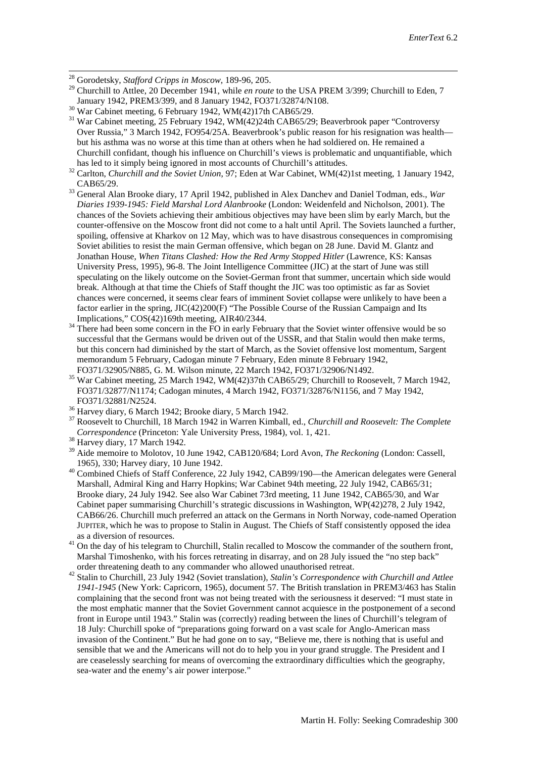[28] Gorodetsky, *Stafford Cripps in Moscow*, 189-96, 205.

[29] Churchill to Attlee, 20 December 1941, while *en route* to the USA PREM 3/399; Churchill to Eden, 7 January 1942, PREM3/399, and 8 January 1942, FO371/32874/N108.

[30] War Cabinet meeting, 6 February 1942, WM(42)17th CAB65/29.

[31] War Cabinet meeting, 25 February 1942, WM(42)24th CAB65/29; Beaverbrook paper "Controversy Over Russia," 3 March 1942, FO954/25A. Beaverbrook's public reason for his resignation was health—but his asthma was no worse at this time than at others when he had soldiered on. He remained a Churchill confidant, though his influence on Churchill's views is problematic and unquantifiable, which has led to it simply being ignored in most accounts of Churchill's attitudes.

[32] Carlton, *Churchill and the Soviet Union*, 97; Eden at War Cabinet, WM(42)1st meeting, 1 January 1942, CAB65/29.

[33] General Alan Brooke diary, 17 April 1942, published in Alex Danchev and Daniel Todman, eds., *War Diaries 1939-1945: Field Marshal Lord Alanbrooke* (London: Weidenfeld and Nicholson, 2001). The chances of the Soviets achieving their ambitious objectives may have been slim by early March, but the counter-offensive on the Moscow front did not come to a halt until April. The Soviets launched a further, spoiling, offensive at Kharkov on 12 May, which was to have disastrous consequences in compromising Soviet abilities to resist the main German offensive, which began on 28 June. David M. Glantz and Jonathan House, *When Titans Clashed: How the Red Army Stopped Hitler* (Lawrence, KS: Kansas University Press, 1995), 96-8. The Joint Intelligence Committee (JIC) at the start of June was still speculating on the likely outcome on the Soviet-German front that summer, uncertain which side would break. Although at that time the Chiefs of Staff thought the JIC was too optimistic as far as Soviet chances were concerned, it seems clear fears of imminent Soviet collapse were unlikely to have been a factor earlier in the spring, JIC(42)200(F) "The Possible Course of the Russian Campaign and Its Implications," COS(42)169th meeting, AIR40/2344.

[34] There had been some concern in the FO in early February that the Soviet winter offensive would be so successful that the Germans would be driven out of the USSR, and that Stalin would then make terms, but this concern had diminished by the start of March, as the Soviet offensive lost momentum, Sargent memorandum 5 February, Cadogan minute 7 February, Eden minute 8 February 1942, FO371/32905/N885, G. M. Wilson minute, 22 March 1942, FO371/32906/N1492.

[35] War Cabinet meeting, 25 March 1942, WM(42)37th CAB65/29; Churchill to Roosevelt, 7 March 1942, FO371/32877/N1174; Cadogan minutes, 4 March 1942, FO371/32876/N1156, and 7 May 1942, FO371/32881/N2524.

[36] Harvey diary, 6 March 1942; Brooke diary, 5 March 1942.

[37] Roosevelt to Churchill, 18 March 1942 in Warren Kimball, ed., *Churchill and Roosevelt: The Complete Correspondence* (Princeton: Yale University Press, 1984), vol. 1, 421.

[38] Harvey diary, 17 March 1942.

[39] Aide memoire to Molotov, 10 June 1942, CAB120/684; Lord Avon, *The Reckoning* (London: Cassell, 1965), 330; Harvey diary, 10 June 1942.

[40] Combined Chiefs of Staff Conference, 22 July 1942, CAB99/190—the American delegates were General Marshall, Admiral King and Harry Hopkins; War Cabinet 94th meeting, 22 July 1942, CAB65/31; Brooke diary, 24 July 1942. See also War Cabinet 73rd meeting, 11 June 1942, CAB65/30, and War Cabinet paper summarising Churchill's strategic discussions in Washington, WP(42)278, 2 July 1942, CAB66/26. Churchill much preferred an attack on the Germans in North Norway, code-named Operation JUPITER, which he was to propose to Stalin in August. The Chiefs of Staff consistently opposed the idea as a diversion of resources.

[41] On the day of his telegram to Churchill, Stalin recalled to Moscow the commander of the southern front, Marshal Timoshenko, with his forces retreating in disarray, and on 28 July issued the "no step back" order threatening death to any commander who allowed unauthorised retreat.

[42] Stalin to Churchill, 23 July 1942 (Soviet translation), *Stalin's Correspondence with Churchill and Attlee 1941-1945* (New York: Capricorn, 1965), document 57. The British translation in PREM3/463 has Stalin complaining that the second front was not being treated with the seriousness it deserved: "I must state in the most emphatic manner that the Soviet Government cannot acquiesce in the postponement of a second front in Europe until 1943." Stalin was (correctly) reading between the lines of Churchill's telegram of 18 July: Churchill spoke of "preparations going forward on a vast scale for Anglo-American mass invasion of the Continent." But he had gone on to say, "Believe me, there is nothing that is useful and sensible that we and the Americans will not do to help you in your grand struggle. The President and I are ceaselessly searching for means of overcoming the extraordinary difficulties which the geography, sea-water and the enemy's air power interpose."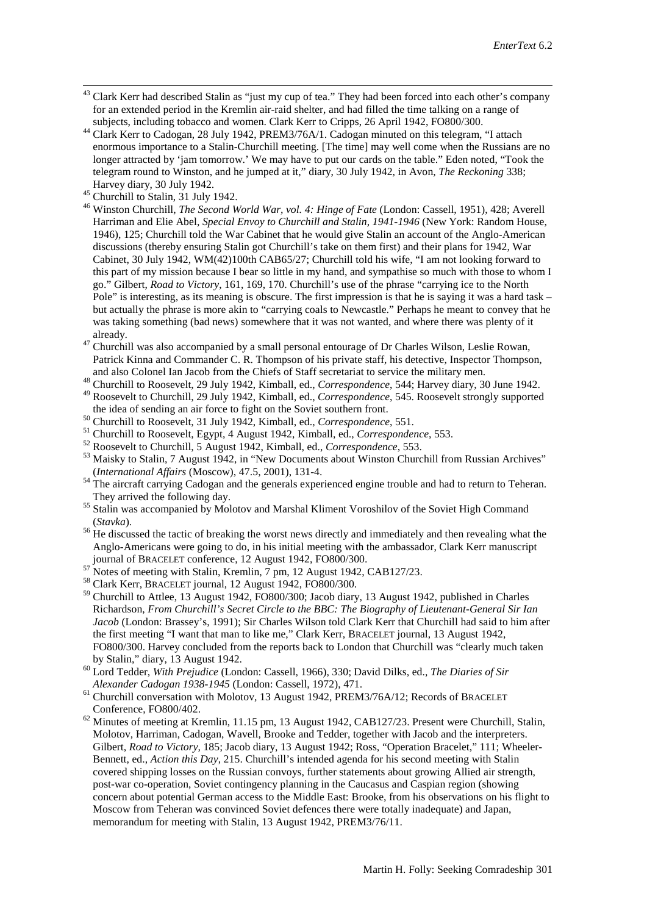[43] Clark Kerr had described Stalin as "just my cup of tea." They had been forced into each other's company for an extended period in the Kremlin air-raid shelter, and had filled the time talking on a range of subjects, including tobacco and women. Clark Kerr to Cripps, 26 April 1942, FO800/300.

[44] Clark Kerr to Cadogan, 28 July 1942, PREM3/76A/1. Cadogan minuted on this telegram, "I attach enormous importance to a Stalin-Churchill meeting. [The time] may well come when the Russians are no longer attracted by 'jam tomorrow.' We may have to put our cards on the table." Eden noted, "Took the telegram round to Winston, and he jumped at it," diary, 30 July 1942, in Avon, *The Reckoning* 338; Harvey diary, 30 July 1942.

[45] Churchill to Stalin, 31 July 1942.

[46] Winston Churchill, *The Second World War, vol. 4: Hinge of Fate* (London: Cassell, 1951), 428; Averell Harriman and Elie Abel, *Special Envoy to Churchill and Stalin, 1941-1946* (New York: Random House, 1946), 125; Churchill told the War Cabinet that he would give Stalin an account of the Anglo-American discussions (thereby ensuring Stalin got Churchill's take on them first) and their plans for 1942, War Cabinet, 30 July 1942, WM(42)100th CAB65/27; Churchill told his wife, "I am not looking forward to this part of my mission because I bear so little in my hand, and sympathise so much with those to whom I go." Gilbert, *Road to Victory*, 161, 169, 170. Churchill's use of the phrase "carrying ice to the North Pole" is interesting, as its meaning is obscure. The first impression is that he is saying it was a hard task – but actually the phrase is more akin to "carrying coals to Newcastle." Perhaps he meant to convey that he was taking something (bad news) somewhere that it was not wanted, and where there was plenty of it already.

[47] Churchill was also accompanied by a small personal entourage of Dr Charles Wilson, Leslie Rowan, Patrick Kinna and Commander C. R. Thompson of his private staff, his detective, Inspector Thompson, and also Colonel Ian Jacob from the Chiefs of Staff secretariat to service the military men.

[48] Churchill to Roosevelt, 29 July 1942, Kimball, ed., *Correspondence*, 544; Harvey diary, 30 June 1942.

[49] Roosevelt to Churchill, 29 July 1942, Kimball, ed., *Correspondence*, 545. Roosevelt strongly supported the idea of sending an air force to fight on the Soviet southern front.

[50] Churchill to Roosevelt, 31 July 1942, Kimball, ed., *Correspondence*, 551.

[51] Churchill to Roosevelt, Egypt, 4 August 1942, Kimball, ed., *Correspondence*, 553.

[52] Roosevelt to Churchill, 5 August 1942, Kimball, ed., *Correspondence*, 553.

[53] Maisky to Stalin, 7 August 1942, in "New Documents about Winston Churchill from Russian Archives" (*International Affairs* (Moscow), 47.5, 2001), 131-4.

[54] The aircraft carrying Cadogan and the generals experienced engine trouble and had to return to Teheran. They arrived the following day.

[55] Stalin was accompanied by Molotov and Marshal Kliment Voroshilov of the Soviet High Command (*Stavka*).

[56] He discussed the tactic of breaking the worst news directly and immediately and then revealing what the Anglo-Americans were going to do, in his initial meeting with the ambassador, Clark Kerr manuscript journal of BRACELET conference, 12 August 1942, FO800/300.

[57] Notes of meeting with Stalin, Kremlin, 7 pm, 12 August 1942, CAB127/23.

[58] Clark Kerr, BRACELET journal, 12 August 1942, FO800/300.

[59] Churchill to Attlee, 13 August 1942, FO800/300; Jacob diary, 13 August 1942, published in Charles Richardson, *From Churchill's Secret Circle to the BBC: The Biography of Lieutenant-General Sir Ian Jacob* (London: Brassey's, 1991); Sir Charles Wilson told Clark Kerr that Churchill had said to him after the first meeting "I want that man to like me," Clark Kerr, BRACELET journal, 13 August 1942, FO800/300. Harvey concluded from the reports back to London that Churchill was "clearly much taken by Stalin," diary, 13 August 1942.

[60] Lord Tedder, *With Prejudice* (London: Cassell, 1966), 330; David Dilks, ed., *The Diaries of Sir Alexander Cadogan 1938-1945* (London: Cassell, 1972), 471.

[61] Churchill conversation with Molotov, 13 August 1942, PREM3/76A/12; Records of BRACELET Conference, FO800/402.

[62] Minutes of meeting at Kremlin, 11.15 pm, 13 August 1942, CAB127/23. Present were Churchill, Stalin, Molotov, Harriman, Cadogan, Wavell, Brooke and Tedder, together with Jacob and the interpreters. Gilbert, *Road to Victory*, 185; Jacob diary, 13 August 1942; Ross, "Operation Bracelet," 111; Wheeler-Bennett, ed., *Action this Day*, 215. Churchill's intended agenda for his second meeting with Stalin covered shipping losses on the Russian convoys, further statements about growing Allied air strength, post-war co-operation, Soviet contingency planning in the Caucasus and Caspian region (showing concern about potential German access to the Middle East: Brooke, from his observations on his flight to Moscow from Teheran was convinced Soviet defences there were totally inadequate) and Japan, memorandum for meeting with Stalin, 13 August 1942, PREM3/76/11.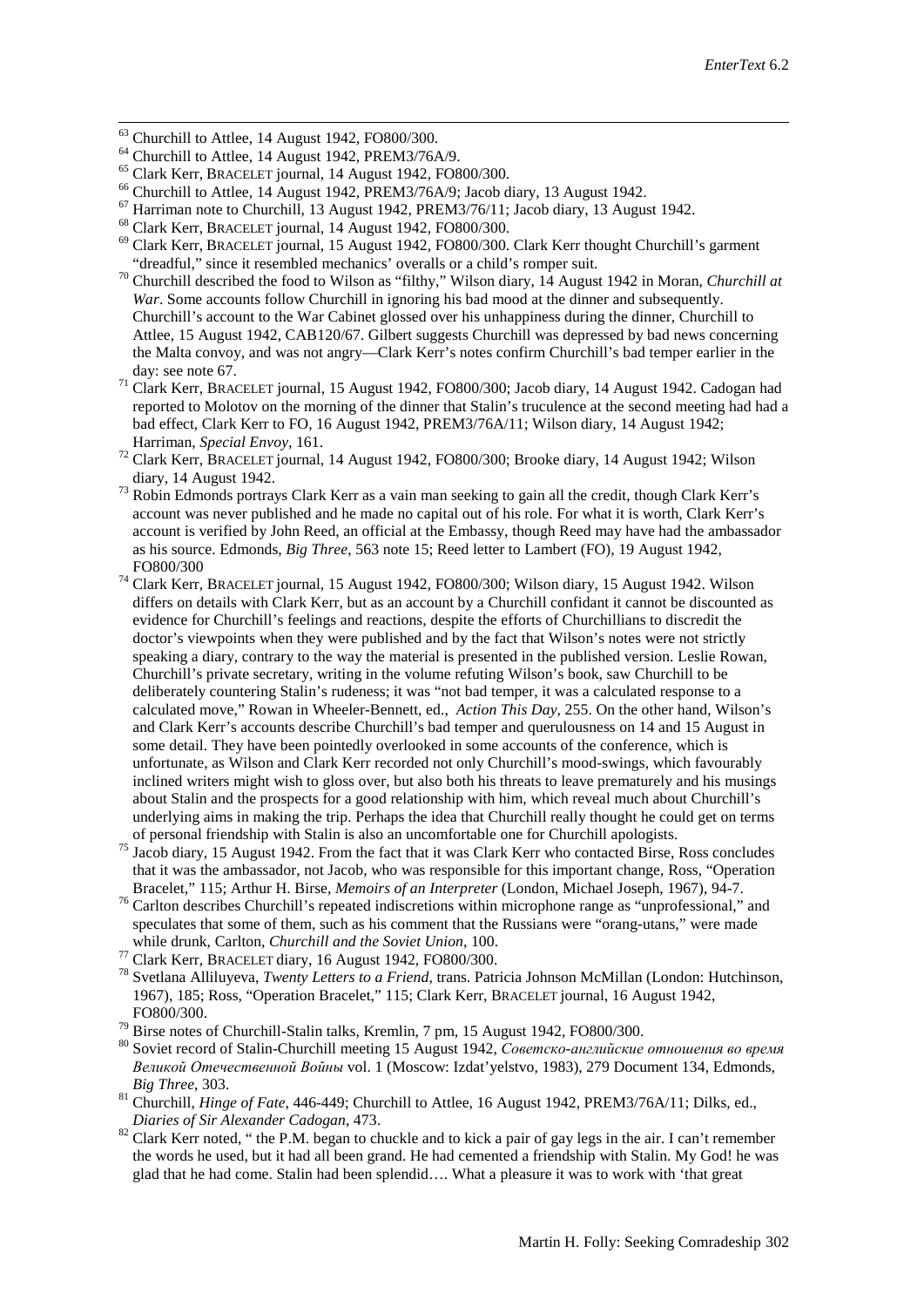[63] Churchill to Attlee, 14 August 1942, FO800/300.

[64] Churchill to Attlee, 14 August 1942, PREM3/76A/9.

[65] Clark Kerr, BRACELET journal, 14 August 1942, FO800/300.

[66] Churchill to Attlee, 14 August 1942, PREM3/76A/9; Jacob diary, 13 August 1942.

[67] Harriman note to Churchill, 13 August 1942, PREM3/76/11; Jacob diary, 13 August 1942.

[68] Clark Kerr, BRACELET journal, 14 August 1942, FO800/300.

[69] Clark Kerr, BRACELET journal, 15 August 1942, FO800/300. Clark Kerr thought Churchill's garment "dreadful," since it resembled mechanics' overalls or a child's romper suit.

[70] Churchill described the food to Wilson as "filthy," Wilson diary, 14 August 1942 in Moran, *Churchill at War*. Some accounts follow Churchill in ignoring his bad mood at the dinner and subsequently. Churchill's account to the War Cabinet glossed over his unhappiness during the dinner, Churchill to Attlee, 15 August 1942, CAB120/67. Gilbert suggests Churchill was depressed by bad news concerning the Malta convoy, and was not angry—Clark Kerr's notes confirm Churchill's bad temper earlier in the day: see note 67.

[71] Clark Kerr, BRACELET journal, 15 August 1942, FO800/300; Jacob diary, 14 August 1942. Cadogan had reported to Molotov on the morning of the dinner that Stalin's truculence at the second meeting had had a bad effect, Clark Kerr to FO, 16 August 1942, PREM3/76A/11; Wilson diary, 14 August 1942; Harriman, *Special Envoy*, 161.

[72] Clark Kerr, BRACELET journal, 14 August 1942, FO800/300; Brooke diary, 14 August 1942; Wilson diary, 14 August 1942.

[73] Robin Edmonds portrays Clark Kerr as a vain man seeking to gain all the credit, though Clark Kerr's account was never published and he made no capital out of his role. For what it is worth, Clark Kerr's account is verified by John Reed, an official at the Embassy, though Reed may have had the ambassador as his source. Edmonds, *Big Three*, 563 note 15; Reed letter to Lambert (FO), 19 August 1942, FO800/300

[74] Clark Kerr, BRACELET journal, 15 August 1942, FO800/300; Wilson diary, 15 August 1942. Wilson differs on details with Clark Kerr, but as an account by a Churchill confidant it cannot be discounted as evidence for Churchill's feelings and reactions, despite the efforts of Churchillians to discredit the doctor's viewpoints when they were published and by the fact that Wilson's notes were not strictly speaking a diary, contrary to the way the material is presented in the published version. Leslie Rowan, Churchill's private secretary, writing in the volume refuting Wilson's book, saw Churchill to be deliberately countering Stalin's rudeness; it was "not bad temper, it was a calculated response to a calculated move," Rowan in Wheeler-Bennett, ed., *Action This Day*, 255. On the other hand, Wilson's and Clark Kerr's accounts describe Churchill's bad temper and querulousness on 14 and 15 August in some detail. They have been pointedly overlooked in some accounts of the conference, which is unfortunate, as Wilson and Clark Kerr recorded not only Churchill's mood-swings, which favourably inclined writers might wish to gloss over, but also both his threats to leave prematurely and his musings about Stalin and the prospects for a good relationship with him, which reveal much about Churchill's underlying aims in making the trip. Perhaps the idea that Churchill really thought he could get on terms of personal friendship with Stalin is also an uncomfortable one for Churchill apologists.

[75] Jacob diary, 15 August 1942. From the fact that it was Clark Kerr who contacted Birse, Ross concludes that it was the ambassador, not Jacob, who was responsible for this important change, Ross, "Operation Bracelet," 115; Arthur H. Birse, *Memoirs of an Interpreter* (London, Michael Joseph, 1967), 94-7.

[76] Carlton describes Churchill's repeated indiscretions within microphone range as "unprofessional," and speculates that some of them, such as his comment that the Russians were "orang-utans," were made while drunk, Carlton, *Churchill and the Soviet Union*, 100.

[77] Clark Kerr, BRACELET diary, 16 August 1942, FO800/300.

[78] Svetlana Alliluyeva, *Twenty Letters to a Friend*, trans. Patricia Johnson McMillan (London: Hutchinson, 1967), 185; Ross, "Operation Bracelet," 115; Clark Kerr, BRACELET journal, 16 August 1942, FO800/300.

[79] Birse notes of Churchill-Stalin talks, Kremlin, 7 pm, 15 August 1942, FO800/300.

[80] Soviet record of Stalin-Churchill meeting 15 August 1942, *Советско-английские отношения во время Великой Отечественной Войны* vol. 1 (Moscow: Izdat'yelstvo, 1983), 279 Document 134, Edmonds, *Big Three*, 303.

[81] Churchill, *Hinge of Fate*, 446-449; Churchill to Attlee, 16 August 1942, PREM3/76A/11; Dilks, ed., *Diaries of Sir Alexander Cadogan*, 473.

[82] Clark Kerr noted, " the P.M. began to chuckle and to kick a pair of gay legs in the air. I can't remember the words he used, but it had all been grand. He had cemented a friendship with Stalin. My God! he was glad that he had come. Stalin had been splendid…. What a pleasure it was to work with 'that great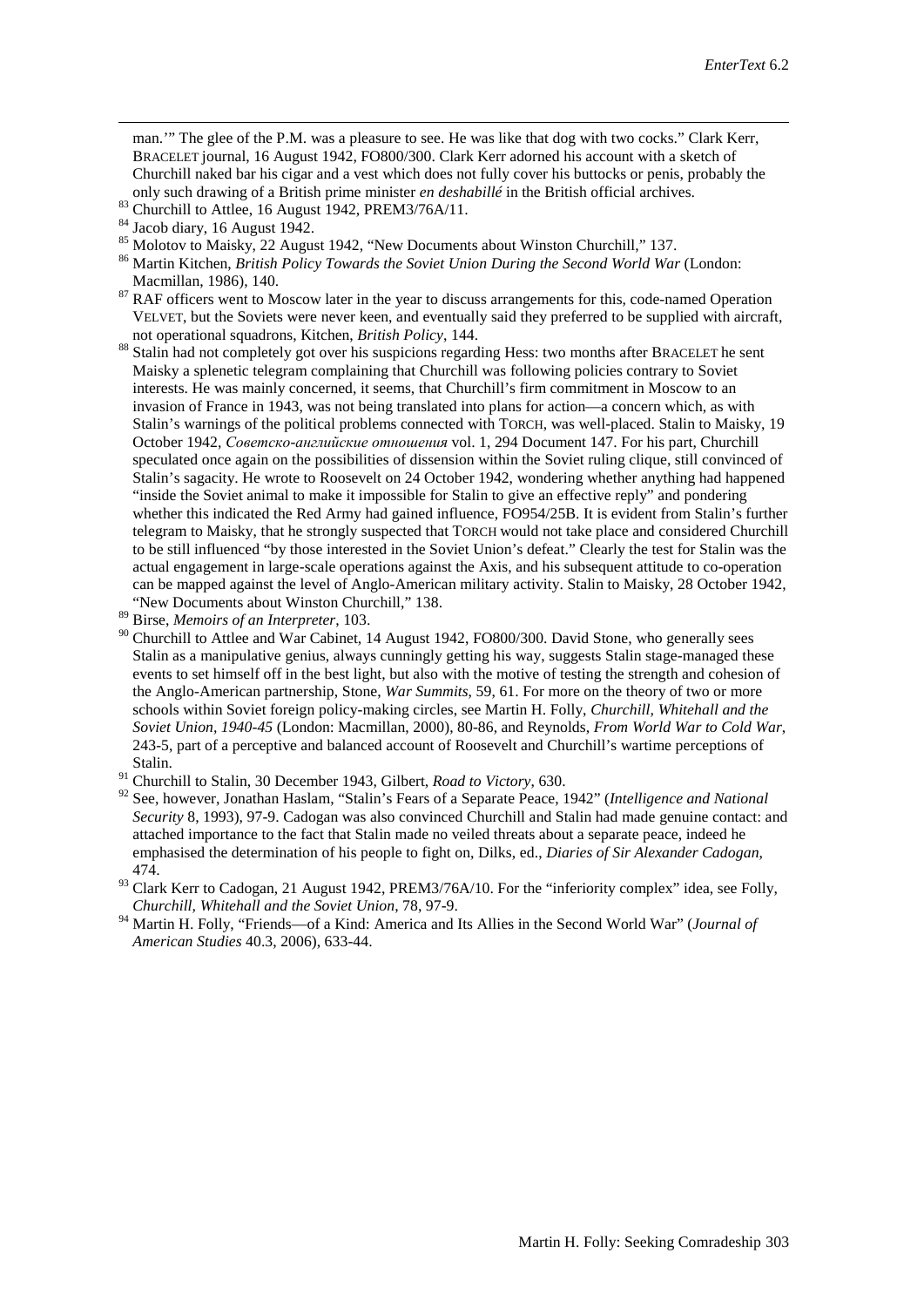man.'" The glee of the P.M. was a pleasure to see. He was like that dog with two cocks." Clark Kerr, BRACELET journal, 16 August 1942, FO800/300. Clark Kerr adorned his account with a sketch of Churchill naked bar his cigar and a vest which does not fully cover his buttocks or penis, probably the only such drawing of a British prime minister *en deshabillé* in the British official archives.

[83] Churchill to Attlee, 16 August 1942, PREM3/76A/11.

[84] Jacob diary, 16 August 1942.

[85] Molotov to Maisky, 22 August 1942, "New Documents about Winston Churchill," 137.

[86] Martin Kitchen, *British Policy Towards the Soviet Union During the Second World War* (London: Macmillan, 1986), 140.

[87] RAF officers went to Moscow later in the year to discuss arrangements for this, code-named Operation VELVET, but the Soviets were never keen, and eventually said they preferred to be supplied with aircraft, not operational squadrons, Kitchen, *British Policy*, 144.

[88] Stalin had not completely got over his suspicions regarding Hess: two months after BRACELET he sent Maisky a splenetic telegram complaining that Churchill was following policies contrary to Soviet interests. He was mainly concerned, it seems, that Churchill's firm commitment in Moscow to an invasion of France in 1943, was not being translated into plans for action—a concern which, as with Stalin's warnings of the political problems connected with TORCH, was well-placed. Stalin to Maisky, 19 October 1942, *Советско-английские отношения* vol. 1, 294 Document 147. For his part, Churchill speculated once again on the possibilities of dissension within the Soviet ruling clique, still convinced of Stalin's sagacity. He wrote to Roosevelt on 24 October 1942, wondering whether anything had happened "inside the Soviet animal to make it impossible for Stalin to give an effective reply" and pondering whether this indicated the Red Army had gained influence, FO954/25B. It is evident from Stalin's further telegram to Maisky, that he strongly suspected that TORCH would not take place and considered Churchill to be still influenced "by those interested in the Soviet Union's defeat." Clearly the test for Stalin was the actual engagement in large-scale operations against the Axis, and his subsequent attitude to co-operation can be mapped against the level of Anglo-American military activity. Stalin to Maisky, 28 October 1942, "New Documents about Winston Churchill," 138.

[89] Birse, *Memoirs of an Interpreter*, 103.

[90] Churchill to Attlee and War Cabinet, 14 August 1942, FO800/300. David Stone, who generally sees Stalin as a manipulative genius, always cunningly getting his way, suggests Stalin stage-managed these events to set himself off in the best light, but also with the motive of testing the strength and cohesion of the Anglo-American partnership, Stone, *War Summits*, 59, 61. For more on the theory of two or more schools within Soviet foreign policy-making circles, see Martin H. Folly, *Churchill, Whitehall and the Soviet Union, 1940-45* (London: Macmillan, 2000), 80-86, and Reynolds, *From World War to Cold War*, 243-5, part of a perceptive and balanced account of Roosevelt and Churchill's wartime perceptions of Stalin.

[91] Churchill to Stalin, 30 December 1943, Gilbert, *Road to Victory*, 630.

[92] See, however, Jonathan Haslam, "Stalin's Fears of a Separate Peace, 1942" (*Intelligence and National Security* 8, 1993), 97-9. Cadogan was also convinced Churchill and Stalin had made genuine contact: and attached importance to the fact that Stalin made no veiled threats about a separate peace, indeed he emphasised the determination of his people to fight on, Dilks, ed., *Diaries of Sir Alexander Cadogan*, 474.

[93] Clark Kerr to Cadogan, 21 August 1942, PREM3/76A/10. For the "inferiority complex" idea, see Folly, *Churchill, Whitehall and the Soviet Union*, 78, 97-9.

[94] Martin H. Folly, "Friends—of a Kind: America and Its Allies in the Second World War" (*Journal of American Studies* 40.3, 2006), 633-44.